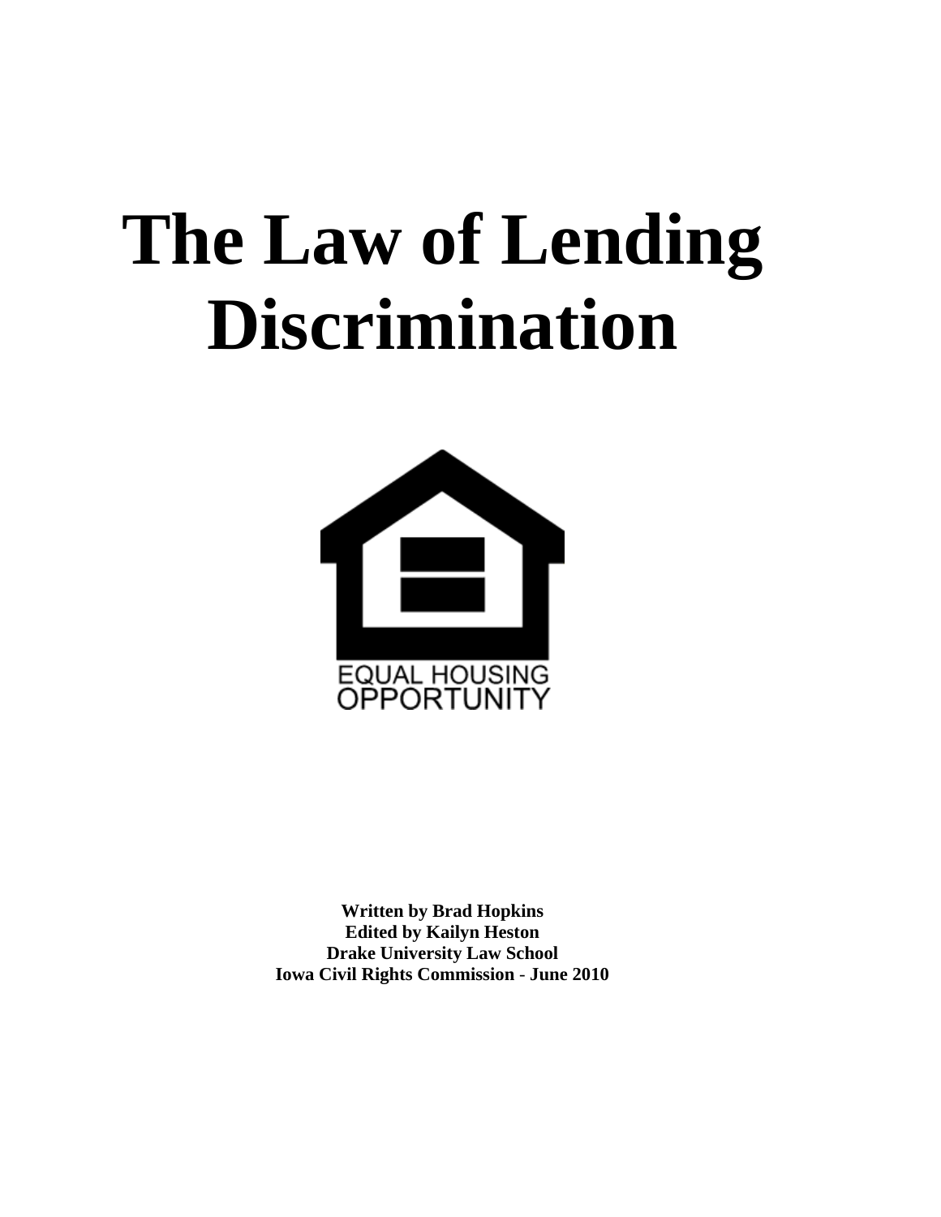# The Law of Lending Discrimination

EQUAL HOUSING OPPORTUNITY

**Written by Brad Hopkins**
**Edited by Kailyn Heston**
**Drake University Law School**
**Iowa Civil Rights Commission - June 2010**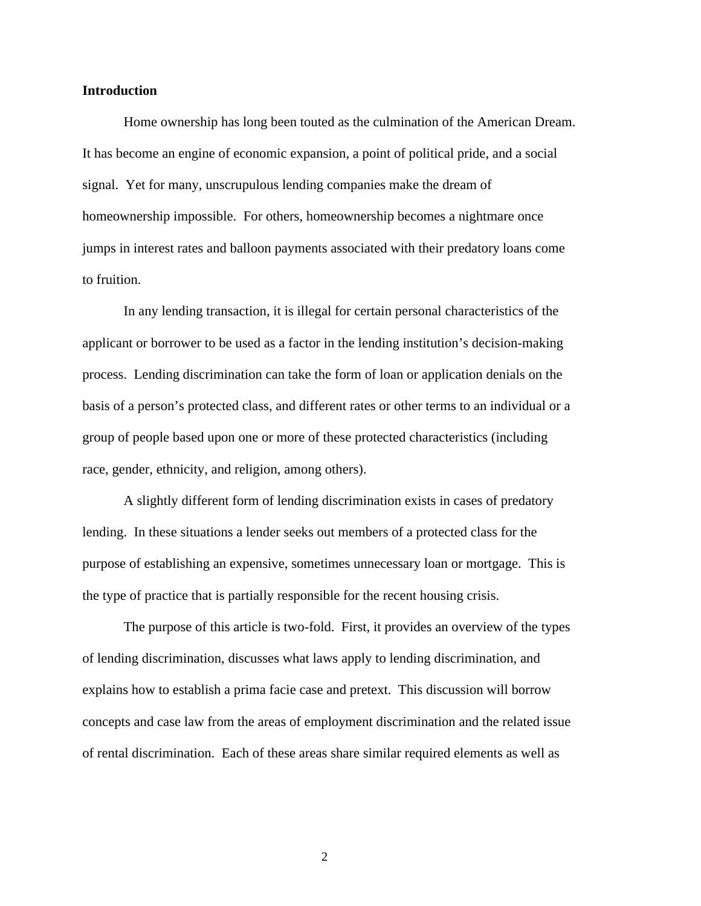**Introduction**

Home ownership has long been touted as the culmination of the American Dream. It has become an engine of economic expansion, a point of political pride, and a social signal. Yet for many, unscrupulous lending companies make the dream of homeownership impossible. For others, homeownership becomes a nightmare once jumps in interest rates and balloon payments associated with their predatory loans come to fruition.

In any lending transaction, it is illegal for certain personal characteristics of the applicant or borrower to be used as a factor in the lending institution's decision-making process. Lending discrimination can take the form of loan or application denials on the basis of a person's protected class, and different rates or other terms to an individual or a group of people based upon one or more of these protected characteristics (including race, gender, ethnicity, and religion, among others).

A slightly different form of lending discrimination exists in cases of predatory lending. In these situations a lender seeks out members of a protected class for the purpose of establishing an expensive, sometimes unnecessary loan or mortgage. This is the type of practice that is partially responsible for the recent housing crisis.

The purpose of this article is two-fold. First, it provides an overview of the types of lending discrimination, discusses what laws apply to lending discrimination, and explains how to establish a prima facie case and pretext. This discussion will borrow concepts and case law from the areas of employment discrimination and the related issue of rental discrimination. Each of these areas share similar required elements as well as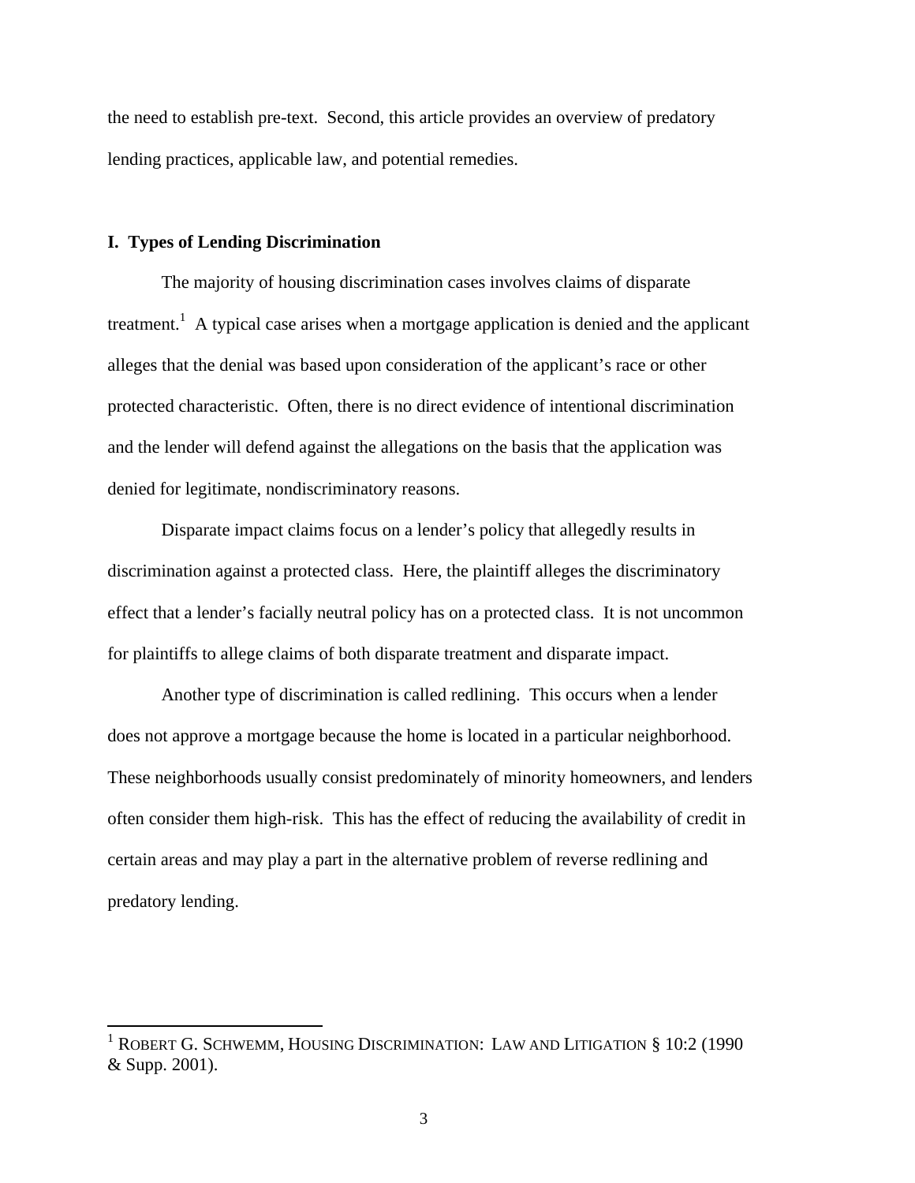the need to establish pre-text. Second, this article provides an overview of predatory lending practices, applicable law, and potential remedies.

## I. Types of Lending Discrimination

The majority of housing discrimination cases involves claims of disparate treatment.[1] A typical case arises when a mortgage application is denied and the applicant alleges that the denial was based upon consideration of the applicant's race or other protected characteristic. Often, there is no direct evidence of intentional discrimination and the lender will defend against the allegations on the basis that the application was denied for legitimate, nondiscriminatory reasons.

Disparate impact claims focus on a lender's policy that allegedly results in discrimination against a protected class. Here, the plaintiff alleges the discriminatory effect that a lender's facially neutral policy has on a protected class. It is not uncommon for plaintiffs to allege claims of both disparate treatment and disparate impact.

Another type of discrimination is called redlining. This occurs when a lender does not approve a mortgage because the home is located in a particular neighborhood. These neighborhoods usually consist predominately of minority homeowners, and lenders often consider them high-risk. This has the effect of reducing the availability of credit in certain areas and may play a part in the alternative problem of reverse redlining and predatory lending.

---

[1] ROBERT G. SCHWEMM, HOUSING DISCRIMINATION: LAW AND LITIGATION § 10:2 (1990 & Supp. 2001).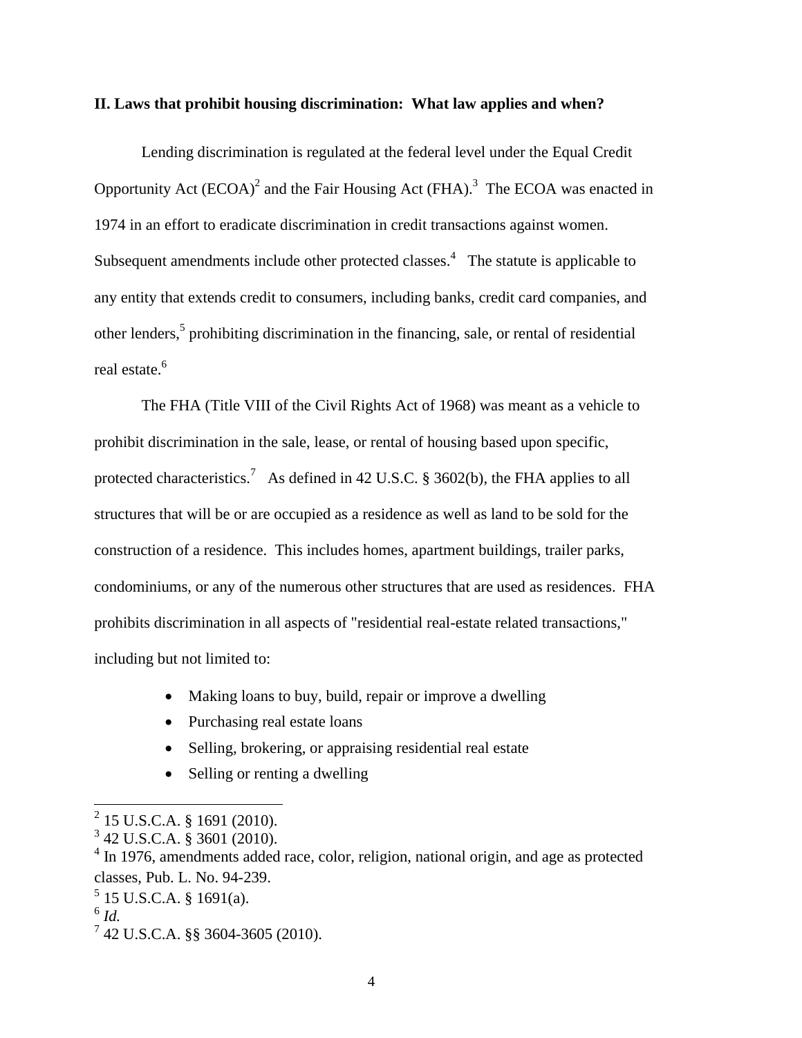## II. Laws that prohibit housing discrimination: What law applies and when?

Lending discrimination is regulated at the federal level under the Equal Credit Opportunity Act (ECOA)[2] and the Fair Housing Act (FHA).[3] The ECOA was enacted in 1974 in an effort to eradicate discrimination in credit transactions against women. Subsequent amendments include other protected classes.[4] The statute is applicable to any entity that extends credit to consumers, including banks, credit card companies, and other lenders,[5] prohibiting discrimination in the financing, sale, or rental of residential real estate.[6]

The FHA (Title VIII of the Civil Rights Act of 1968) was meant as a vehicle to prohibit discrimination in the sale, lease, or rental of housing based upon specific, protected characteristics.[7] As defined in 42 U.S.C. § 3602(b), the FHA applies to all structures that will be or are occupied as a residence as well as land to be sold for the construction of a residence. This includes homes, apartment buildings, trailer parks, condominiums, or any of the numerous other structures that are used as residences. FHA prohibits discrimination in all aspects of "residential real-estate related transactions," including but not limited to:

- Making loans to buy, build, repair or improve a dwelling
- Purchasing real estate loans
- Selling, brokering, or appraising residential real estate
- Selling or renting a dwelling

---

[2] 15 U.S.C.A. § 1691 (2010).
[3] 42 U.S.C.A. § 3601 (2010).
[4] In 1976, amendments added race, color, religion, national origin, and age as protected classes, Pub. L. No. 94-239.
[5] 15 U.S.C.A. § 1691(a).
[6] *Id.*
[7] 42 U.S.C.A. §§ 3604-3605 (2010).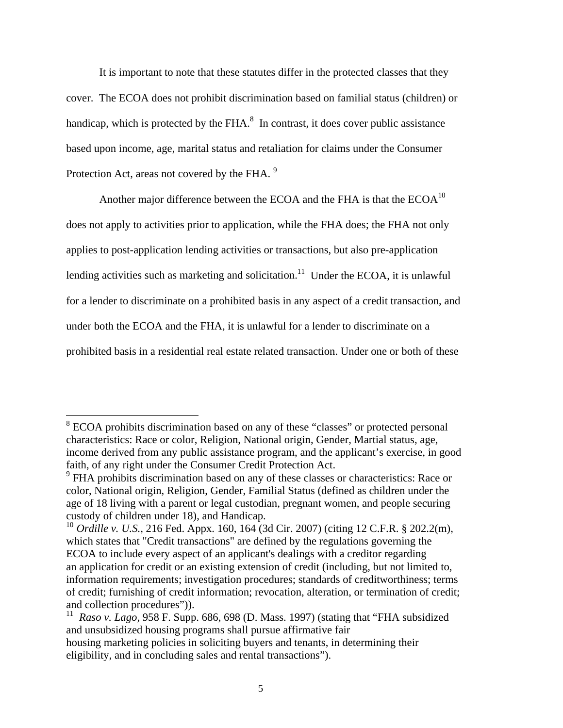It is important to note that these statutes differ in the protected classes that they cover. The ECOA does not prohibit discrimination based on familial status (children) or handicap, which is protected by the FHA.[8] In contrast, it does cover public assistance based upon income, age, marital status and retaliation for claims under the Consumer Protection Act, areas not covered by the FHA. [9]

Another major difference between the ECOA and the FHA is that the ECOA[10] does not apply to activities prior to application, while the FHA does; the FHA not only applies to post-application lending activities or transactions, but also pre-application lending activities such as marketing and solicitation.[11] Under the ECOA, it is unlawful for a lender to discriminate on a prohibited basis in any aspect of a credit transaction, and under both the ECOA and the FHA, it is unlawful for a lender to discriminate on a prohibited basis in a residential real estate related transaction. Under one or both of these

---

[8] ECOA prohibits discrimination based on any of these "classes" or protected personal characteristics: Race or color, Religion, National origin, Gender, Martial status, age, income derived from any public assistance program, and the applicant's exercise, in good faith, of any right under the Consumer Credit Protection Act.

[9] FHA prohibits discrimination based on any of these classes or characteristics: Race or color, National origin, Religion, Gender, Familial Status (defined as children under the age of 18 living with a parent or legal custodian, pregnant women, and people securing custody of children under 18), and Handicap.

[10] *Ordille v. U.S.,* 216 Fed. Appx. 160, 164 (3d Cir. 2007) (citing 12 C.F.R. § 202.2(m), which states that "Credit transactions" are defined by the regulations governing the ECOA to include every aspect of an applicant's dealings with a creditor regarding an application for credit or an existing extension of credit (including, but not limited to, information requirements; investigation procedures; standards of creditworthiness; terms of credit; furnishing of credit information; revocation, alteration, or termination of credit; and collection procedures")).

[11] *Raso v. Lago*, 958 F. Supp. 686, 698 (D. Mass. 1997) (stating that "FHA subsidized and unsubsidized housing programs shall pursue affirmative fair housing marketing policies in soliciting buyers and tenants, in determining their eligibility, and in concluding sales and rental transactions").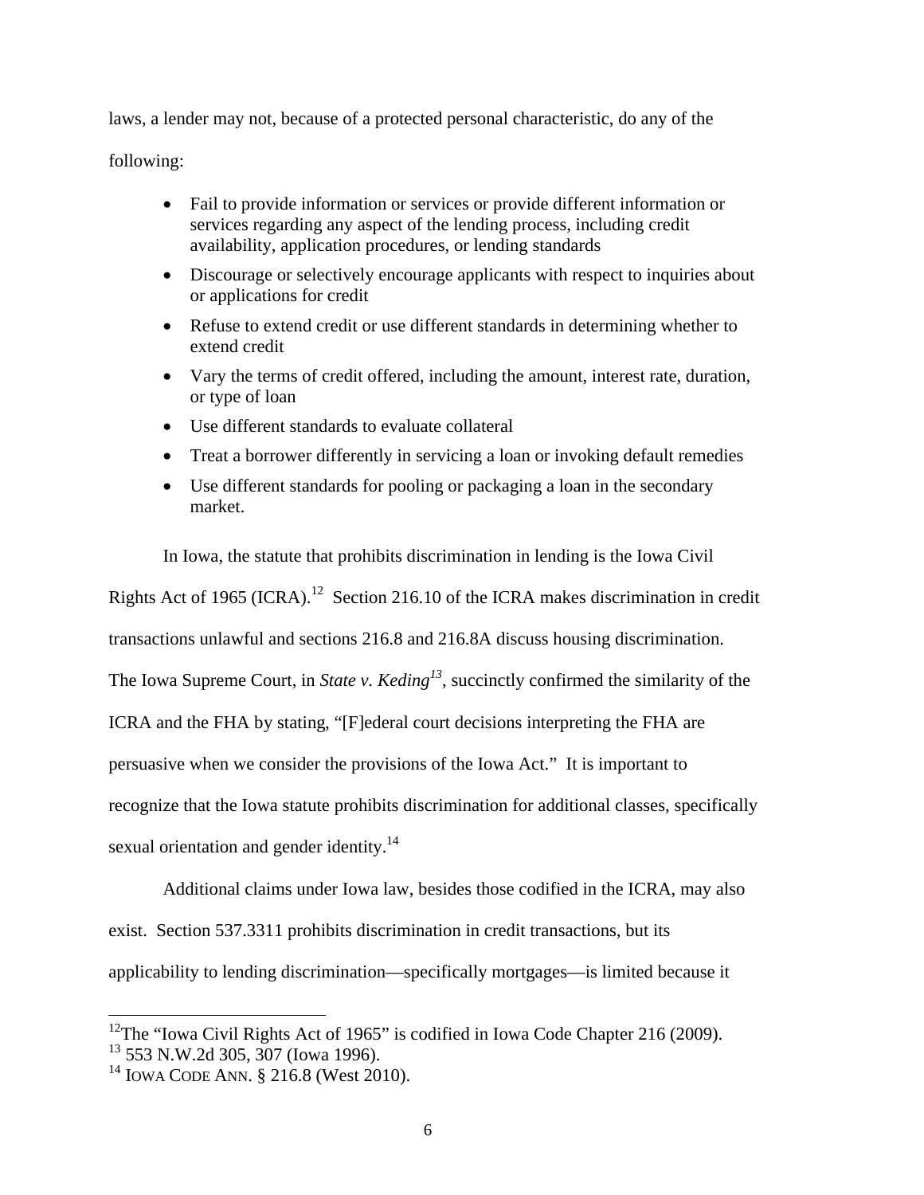laws, a lender may not, because of a protected personal characteristic, do any of the following:

- Fail to provide information or services or provide different information or services regarding any aspect of the lending process, including credit availability, application procedures, or lending standards
- Discourage or selectively encourage applicants with respect to inquiries about or applications for credit
- Refuse to extend credit or use different standards in determining whether to extend credit
- Vary the terms of credit offered, including the amount, interest rate, duration, or type of loan
- Use different standards to evaluate collateral
- Treat a borrower differently in servicing a loan or invoking default remedies
- Use different standards for pooling or packaging a loan in the secondary market.

In Iowa, the statute that prohibits discrimination in lending is the Iowa Civil Rights Act of 1965 (ICRA).[12] Section 216.10 of the ICRA makes discrimination in credit transactions unlawful and sections 216.8 and 216.8A discuss housing discrimination. The Iowa Supreme Court, in *State v. Keding*[13], succinctly confirmed the similarity of the ICRA and the FHA by stating, "[F]ederal court decisions interpreting the FHA are persuasive when we consider the provisions of the Iowa Act." It is important to recognize that the Iowa statute prohibits discrimination for additional classes, specifically sexual orientation and gender identity.[14]

Additional claims under Iowa law, besides those codified in the ICRA, may also exist. Section 537.3311 prohibits discrimination in credit transactions, but its applicability to lending discrimination—specifically mortgages—is limited because it

---

[12] The "Iowa Civil Rights Act of 1965" is codified in Iowa Code Chapter 216 (2009).

[13] 553 N.W.2d 305, 307 (Iowa 1996).

[14] IOWA CODE ANN. § 216.8 (West 2010).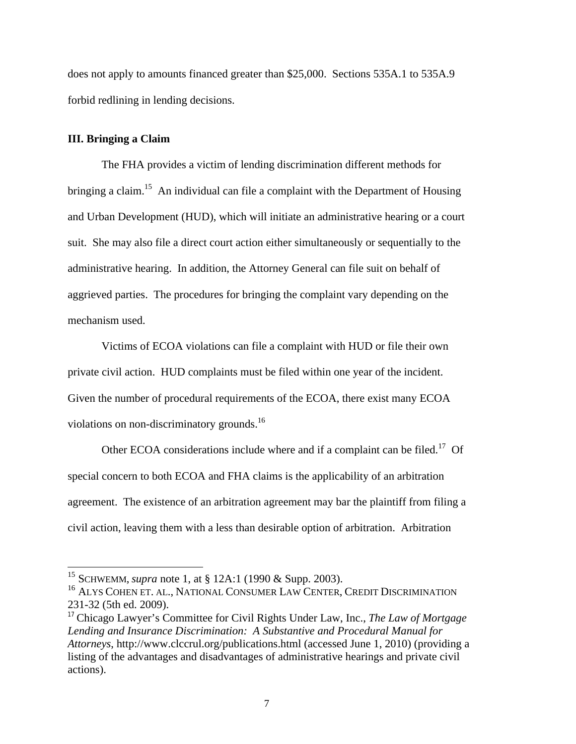does not apply to amounts financed greater than $25,000. Sections 535A.1 to 535A.9 forbid redlining in lending decisions.

### III. Bringing a Claim

The FHA provides a victim of lending discrimination different methods for bringing a claim.[15] An individual can file a complaint with the Department of Housing and Urban Development (HUD), which will initiate an administrative hearing or a court suit. She may also file a direct court action either simultaneously or sequentially to the administrative hearing. In addition, the Attorney General can file suit on behalf of aggrieved parties. The procedures for bringing the complaint vary depending on the mechanism used.

Victims of ECOA violations can file a complaint with HUD or file their own private civil action. HUD complaints must be filed within one year of the incident. Given the number of procedural requirements of the ECOA, there exist many ECOA violations on non-discriminatory grounds.[16]

Other ECOA considerations include where and if a complaint can be filed.[17] Of special concern to both ECOA and FHA claims is the applicability of an arbitration agreement. The existence of an arbitration agreement may bar the plaintiff from filing a civil action, leaving them with a less than desirable option of arbitration. Arbitration

---

[15] SCHWEMM, *supra* note 1, at § 12A:1 (1990 & Supp. 2003).

[16] ALYS COHEN ET. AL., NATIONAL CONSUMER LAW CENTER, CREDIT DISCRIMINATION 231-32 (5th ed. 2009).

[17] Chicago Lawyer's Committee for Civil Rights Under Law, Inc., *The Law of Mortgage Lending and Insurance Discrimination: A Substantive and Procedural Manual for Attorneys*, http://www.clccrul.org/publications.html (accessed June 1, 2010) (providing a listing of the advantages and disadvantages of administrative hearings and private civil actions).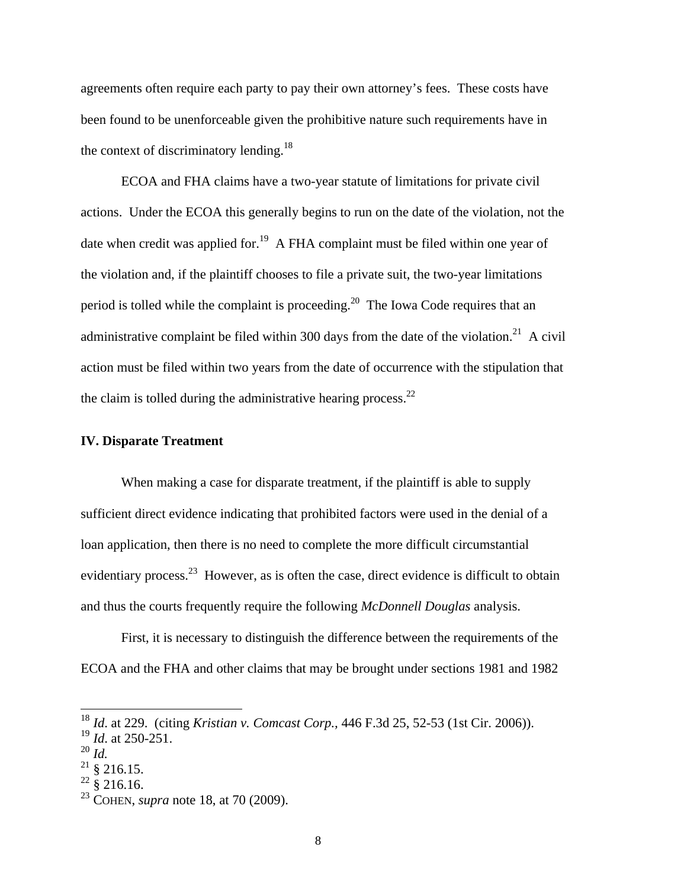agreements often require each party to pay their own attorney's fees. These costs have been found to be unenforceable given the prohibitive nature such requirements have in the context of discriminatory lending.[18]

ECOA and FHA claims have a two-year statute of limitations for private civil actions. Under the ECOA this generally begins to run on the date of the violation, not the date when credit was applied for.[19] A FHA complaint must be filed within one year of the violation and, if the plaintiff chooses to file a private suit, the two-year limitations period is tolled while the complaint is proceeding.[20] The Iowa Code requires that an administrative complaint be filed within 300 days from the date of the violation.[21] A civil action must be filed within two years from the date of occurrence with the stipulation that the claim is tolled during the administrative hearing process.[22]

### IV. Disparate Treatment

When making a case for disparate treatment, if the plaintiff is able to supply sufficient direct evidence indicating that prohibited factors were used in the denial of a loan application, then there is no need to complete the more difficult circumstantial evidentiary process.[23] However, as is often the case, direct evidence is difficult to obtain and thus the courts frequently require the following *McDonnell Douglas* analysis.

First, it is necessary to distinguish the difference between the requirements of the ECOA and the FHA and other claims that may be brought under sections 1981 and 1982

---

[18] *Id.* at 229. (citing *Kristian v. Comcast Corp.*, 446 F.3d 25, 52-53 (1st Cir. 2006)).
[19] *Id.* at 250-251.
[20] *Id.*
[21] § 216.15.
[22] § 216.16.
[23] COHEN, *supra* note 18, at 70 (2009).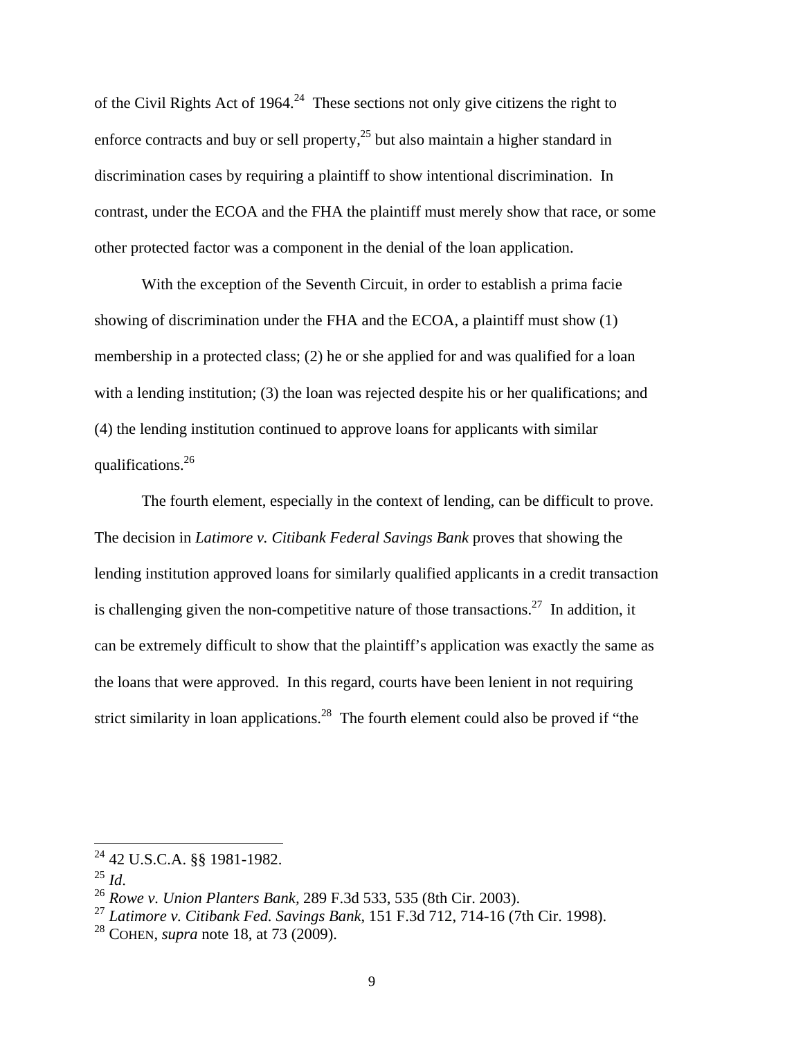of the Civil Rights Act of 1964.[24] These sections not only give citizens the right to enforce contracts and buy or sell property,[25] but also maintain a higher standard in discrimination cases by requiring a plaintiff to show intentional discrimination. In contrast, under the ECOA and the FHA the plaintiff must merely show that race, or some other protected factor was a component in the denial of the loan application.

With the exception of the Seventh Circuit, in order to establish a prima facie showing of discrimination under the FHA and the ECOA, a plaintiff must show (1) membership in a protected class; (2) he or she applied for and was qualified for a loan with a lending institution; (3) the loan was rejected despite his or her qualifications; and (4) the lending institution continued to approve loans for applicants with similar qualifications.[26]

The fourth element, especially in the context of lending, can be difficult to prove. The decision in *Latimore v. Citibank Federal Savings Bank* proves that showing the lending institution approved loans for similarly qualified applicants in a credit transaction is challenging given the non-competitive nature of those transactions.[27] In addition, it can be extremely difficult to show that the plaintiff's application was exactly the same as the loans that were approved. In this regard, courts have been lenient in not requiring strict similarity in loan applications.[28] The fourth element could also be proved if "the

---

[24] 42 U.S.C.A. §§ 1981-1982.

[25] *Id.*

[26] *Rowe v. Union Planters Bank*, 289 F.3d 533, 535 (8th Cir. 2003).

[27] *Latimore v. Citibank Fed. Savings Bank*, 151 F.3d 712, 714-16 (7th Cir. 1998).

[28] COHEN, *supra* note 18, at 73 (2009).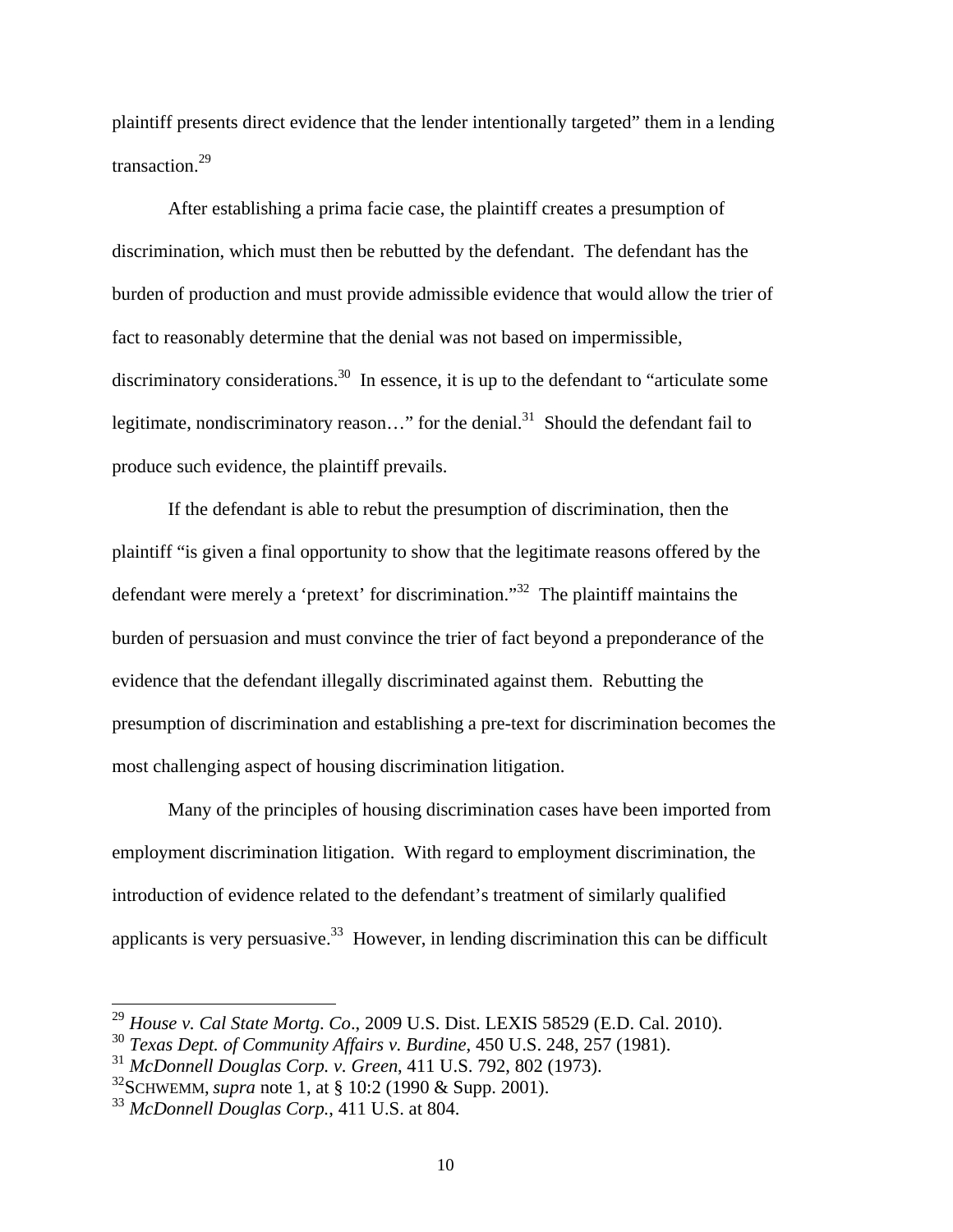plaintiff presents direct evidence that the lender intentionally targeted" them in a lending transaction.[29]

After establishing a prima facie case, the plaintiff creates a presumption of discrimination, which must then be rebutted by the defendant. The defendant has the burden of production and must provide admissible evidence that would allow the trier of fact to reasonably determine that the denial was not based on impermissible, discriminatory considerations.[30] In essence, it is up to the defendant to "articulate some legitimate, nondiscriminatory reason…" for the denial.[31] Should the defendant fail to produce such evidence, the plaintiff prevails.

If the defendant is able to rebut the presumption of discrimination, then the plaintiff "is given a final opportunity to show that the legitimate reasons offered by the defendant were merely a 'pretext' for discrimination."[32] The plaintiff maintains the burden of persuasion and must convince the trier of fact beyond a preponderance of the evidence that the defendant illegally discriminated against them. Rebutting the presumption of discrimination and establishing a pre-text for discrimination becomes the most challenging aspect of housing discrimination litigation.

Many of the principles of housing discrimination cases have been imported from employment discrimination litigation. With regard to employment discrimination, the introduction of evidence related to the defendant's treatment of similarly qualified applicants is very persuasive.[33] However, in lending discrimination this can be difficult

---

[29] *House v. Cal State Mortg. Co*., 2009 U.S. Dist. LEXIS 58529 (E.D. Cal. 2010).
[30] *Texas Dept. of Community Affairs v. Burdine*, 450 U.S. 248, 257 (1981).
[31] *McDonnell Douglas Corp. v. Green*, 411 U.S. 792, 802 (1973).
[32] SCHWEMM, *supra* note 1, at § 10:2 (1990 & Supp. 2001).
[33] *McDonnell Douglas Corp.*, 411 U.S. at 804.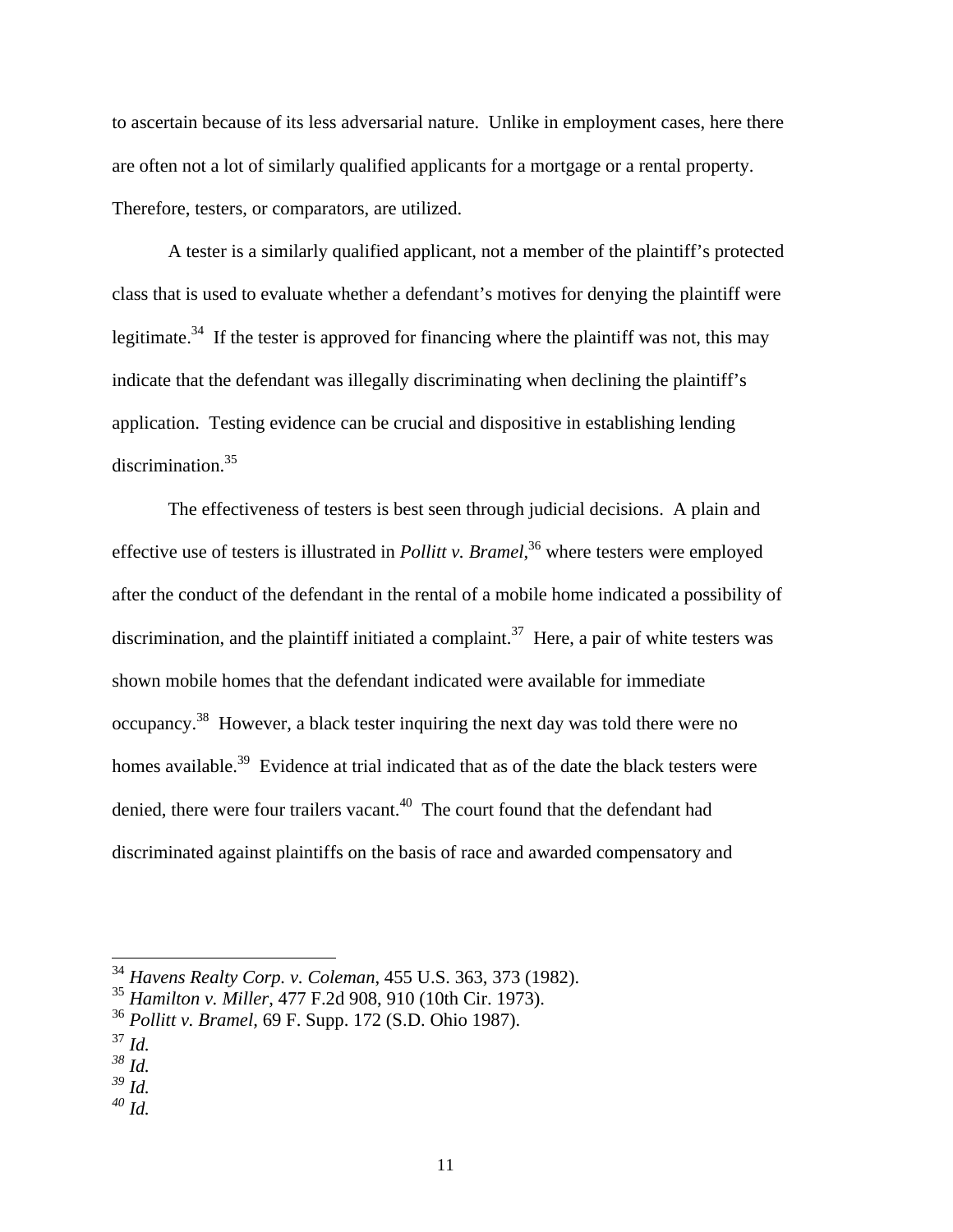to ascertain because of its less adversarial nature. Unlike in employment cases, here there are often not a lot of similarly qualified applicants for a mortgage or a rental property. Therefore, testers, or comparators, are utilized.

A tester is a similarly qualified applicant, not a member of the plaintiff's protected class that is used to evaluate whether a defendant's motives for denying the plaintiff were legitimate.[34] If the tester is approved for financing where the plaintiff was not, this may indicate that the defendant was illegally discriminating when declining the plaintiff's application. Testing evidence can be crucial and dispositive in establishing lending discrimination.[35]

The effectiveness of testers is best seen through judicial decisions. A plain and effective use of testers is illustrated in *Pollitt v. Bramel*,[36] where testers were employed after the conduct of the defendant in the rental of a mobile home indicated a possibility of discrimination, and the plaintiff initiated a complaint.[37] Here, a pair of white testers was shown mobile homes that the defendant indicated were available for immediate occupancy.[38] However, a black tester inquiring the next day was told there were no homes available.[39] Evidence at trial indicated that as of the date the black testers were denied, there were four trailers vacant.[40] The court found that the defendant had discriminated against plaintiffs on the basis of race and awarded compensatory and

---

[34] *Havens Realty Corp. v. Coleman*, 455 U.S. 363, 373 (1982).
[35] *Hamilton v. Miller,* 477 F.2d 908, 910 (10th Cir. 1973).
[36] *Pollitt v. Bramel,* 69 F. Supp. 172 (S.D. Ohio 1987).
[37] *Id.*
[38] *Id.*
[39] *Id.*
[40] *Id.*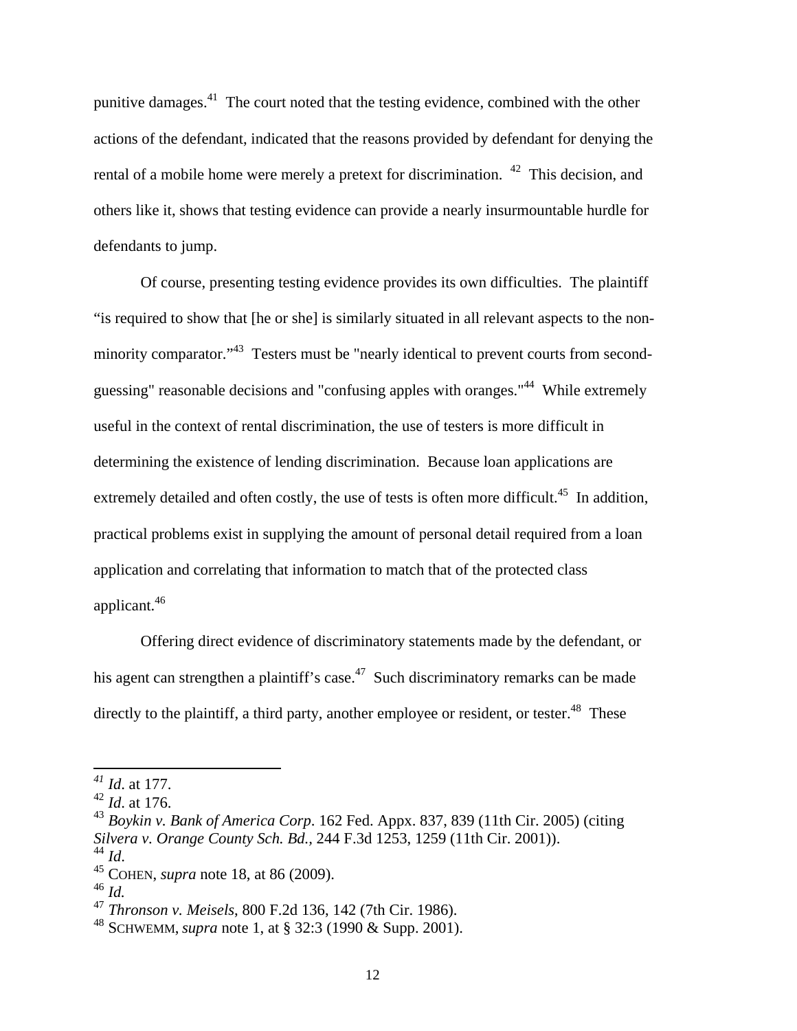punitive damages.[41] The court noted that the testing evidence, combined with the other actions of the defendant, indicated that the reasons provided by defendant for denying the rental of a mobile home were merely a pretext for discrimination. [42] This decision, and others like it, shows that testing evidence can provide a nearly insurmountable hurdle for defendants to jump.

Of course, presenting testing evidence provides its own difficulties. The plaintiff "is required to show that [he or she] is similarly situated in all relevant aspects to the non-minority comparator."[43] Testers must be "nearly identical to prevent courts from second-guessing" reasonable decisions and "confusing apples with oranges."[44] While extremely useful in the context of rental discrimination, the use of testers is more difficult in determining the existence of lending discrimination. Because loan applications are extremely detailed and often costly, the use of tests is often more difficult.[45] In addition, practical problems exist in supplying the amount of personal detail required from a loan application and correlating that information to match that of the protected class applicant.[46]

Offering direct evidence of discriminatory statements made by the defendant, or his agent can strengthen a plaintiff's case.[47] Such discriminatory remarks can be made directly to the plaintiff, a third party, another employee or resident, or tester.[48] These

---

[41] *Id*. at 177.
[42] *Id*. at 176.
[43] *Boykin v. Bank of America Corp*. 162 Fed. Appx. 837, 839 (11th Cir. 2005) (citing *Silvera v. Orange County Sch. Bd.*, 244 F.3d 1253, 1259 (11th Cir. 2001)).
[44] *Id*.
[45] COHEN, *supra* note 18, at 86 (2009).
[46] *Id.*
[47] *Thronson v. Meisels*, 800 F.2d 136, 142 (7th Cir. 1986).
[48] SCHWEMM, *supra* note 1, at § 32:3 (1990 & Supp. 2001).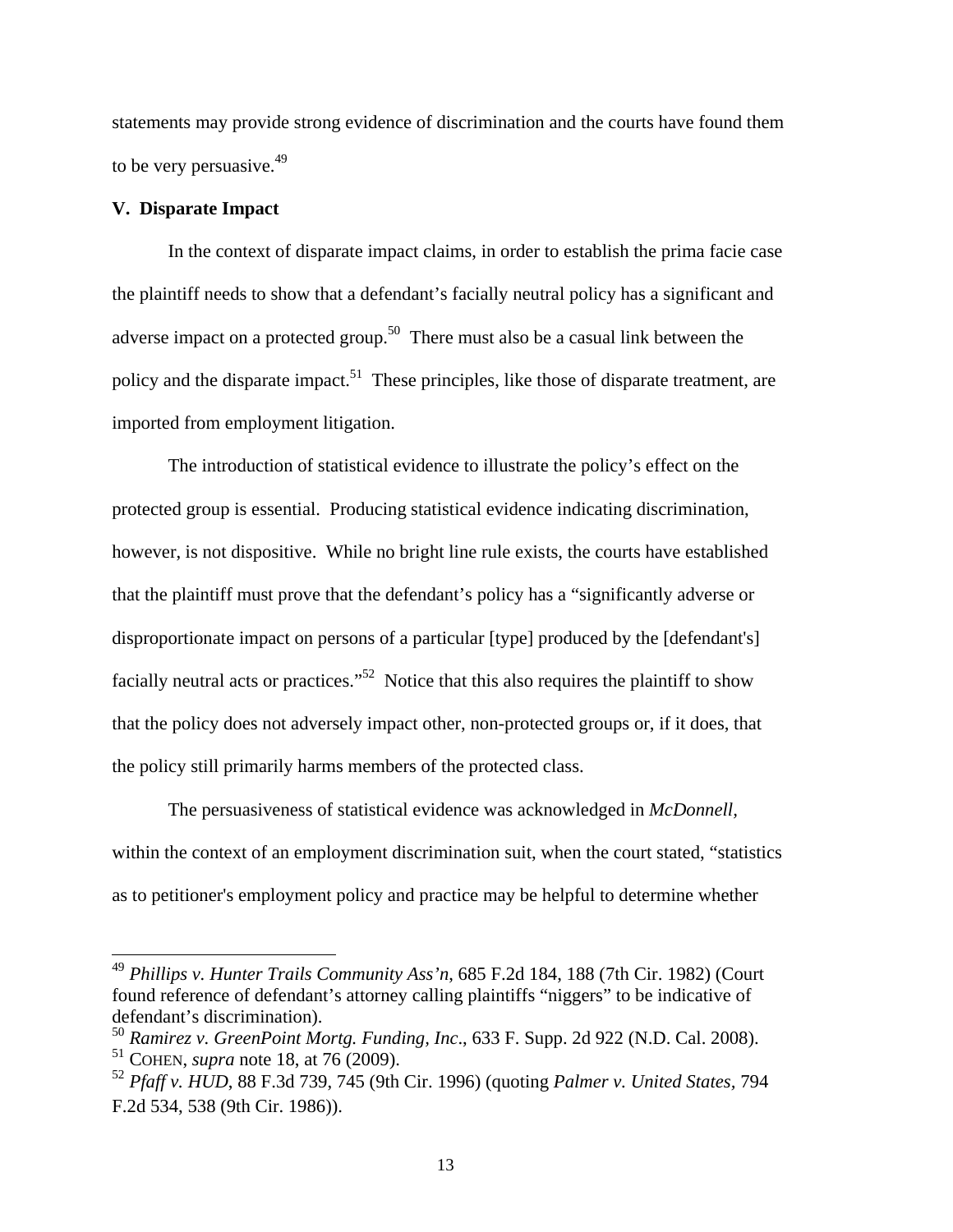statements may provide strong evidence of discrimination and the courts have found them to be very persuasive.[49]

**V. Disparate Impact**

In the context of disparate impact claims, in order to establish the prima facie case the plaintiff needs to show that a defendant's facially neutral policy has a significant and adverse impact on a protected group.[50] There must also be a casual link between the policy and the disparate impact.[51] These principles, like those of disparate treatment, are imported from employment litigation.

The introduction of statistical evidence to illustrate the policy's effect on the protected group is essential. Producing statistical evidence indicating discrimination, however, is not dispositive. While no bright line rule exists, the courts have established that the plaintiff must prove that the defendant's policy has a "significantly adverse or disproportionate impact on persons of a particular [type] produced by the [defendant's] facially neutral acts or practices."[52] Notice that this also requires the plaintiff to show that the policy does not adversely impact other, non-protected groups or, if it does, that the policy still primarily harms members of the protected class.

The persuasiveness of statistical evidence was acknowledged in *McDonnell*, within the context of an employment discrimination suit, when the court stated, "statistics as to petitioner's employment policy and practice may be helpful to determine whether

---

[49] *Phillips v. Hunter Trails Community Ass'n*, 685 F.2d 184, 188 (7th Cir. 1982) (Court found reference of defendant's attorney calling plaintiffs "niggers" to be indicative of defendant's discrimination).

[50] *Ramirez v. GreenPoint Mortg. Funding, Inc*., 633 F. Supp. 2d 922 (N.D. Cal. 2008).

[51] COHEN, *supra* note 18, at 76 (2009).

[52] *Pfaff v. HUD*, 88 F.3d 739, 745 (9th Cir. 1996) (quoting *Palmer v. United States*, 794 F.2d 534, 538 (9th Cir. 1986)).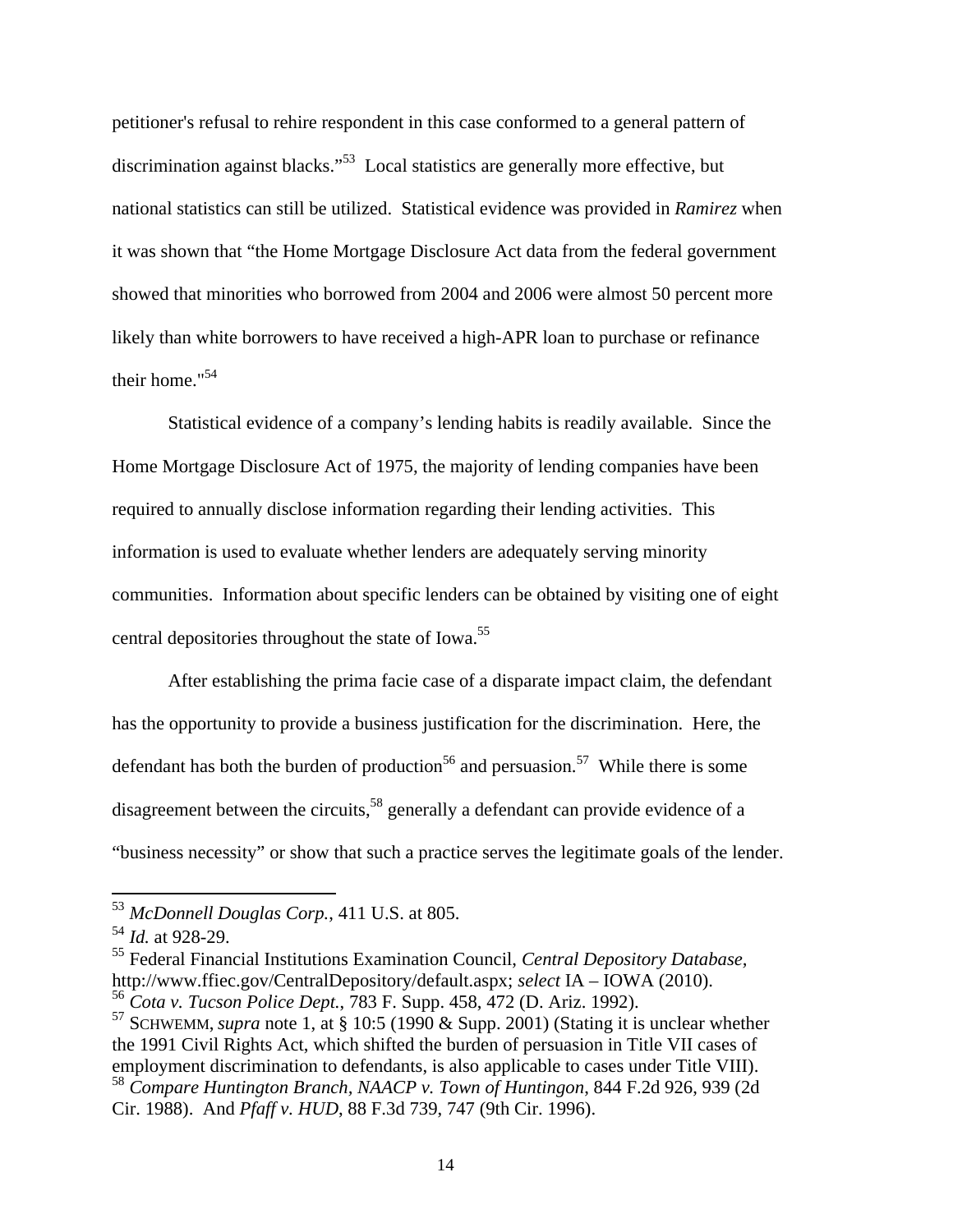petitioner's refusal to rehire respondent in this case conformed to a general pattern of discrimination against blacks."[53] Local statistics are generally more effective, but national statistics can still be utilized. Statistical evidence was provided in *Ramirez* when it was shown that "the Home Mortgage Disclosure Act data from the federal government showed that minorities who borrowed from 2004 and 2006 were almost 50 percent more likely than white borrowers to have received a high-APR loan to purchase or refinance their home."[54]

Statistical evidence of a company's lending habits is readily available. Since the Home Mortgage Disclosure Act of 1975, the majority of lending companies have been required to annually disclose information regarding their lending activities. This information is used to evaluate whether lenders are adequately serving minority communities. Information about specific lenders can be obtained by visiting one of eight central depositories throughout the state of Iowa.[55]

After establishing the prima facie case of a disparate impact claim, the defendant has the opportunity to provide a business justification for the discrimination. Here, the defendant has both the burden of production[56] and persuasion.[57] While there is some disagreement between the circuits,[58] generally a defendant can provide evidence of a "business necessity" or show that such a practice serves the legitimate goals of the lender.

---

[53] *McDonnell Douglas Corp.*, 411 U.S. at 805.

[54] *Id.* at 928-29.

[55] Federal Financial Institutions Examination Council, *Central Depository Database*, http://www.ffiec.gov/CentralDepository/default.aspx; *select* IA – IOWA (2010).

[56] *Cota v. Tucson Police Dept.*, 783 F. Supp. 458, 472 (D. Ariz. 1992).

[57] SCHWEMM, *supra* note 1, at § 10:5 (1990 & Supp. 2001) (Stating it is unclear whether the 1991 Civil Rights Act, which shifted the burden of persuasion in Title VII cases of employment discrimination to defendants, is also applicable to cases under Title VIII).

[58] *Compare Huntington Branch, NAACP v. Town of Huntingon*, 844 F.2d 926, 939 (2d Cir. 1988). And *Pfaff v. HUD*, 88 F.3d 739, 747 (9th Cir. 1996).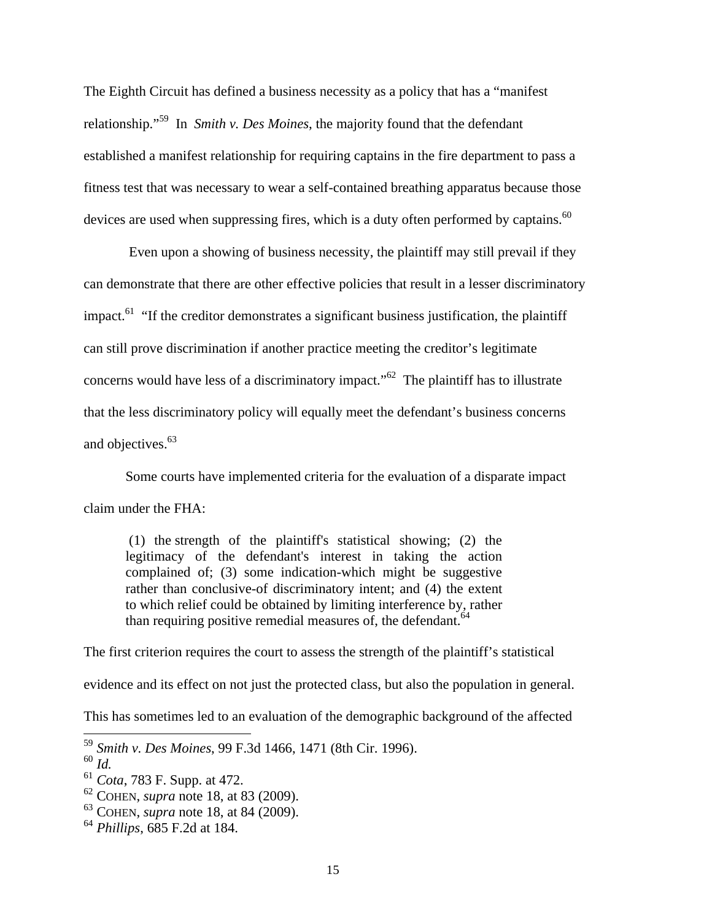The Eighth Circuit has defined a business necessity as a policy that has a "manifest relationship."[59] In *Smith v. Des Moines*, the majority found that the defendant established a manifest relationship for requiring captains in the fire department to pass a fitness test that was necessary to wear a self-contained breathing apparatus because those devices are used when suppressing fires, which is a duty often performed by captains.[60]

Even upon a showing of business necessity, the plaintiff may still prevail if they can demonstrate that there are other effective policies that result in a lesser discriminatory impact.[61] "If the creditor demonstrates a significant business justification, the plaintiff can still prove discrimination if another practice meeting the creditor's legitimate concerns would have less of a discriminatory impact."[62] The plaintiff has to illustrate that the less discriminatory policy will equally meet the defendant's business concerns and objectives.[63]

Some courts have implemented criteria for the evaluation of a disparate impact claim under the FHA:

> (1) the strength of the plaintiff's statistical showing; (2) the legitimacy of the defendant's interest in taking the action complained of; (3) some indication-which might be suggestive rather than conclusive-of discriminatory intent; and (4) the extent to which relief could be obtained by limiting interference by, rather than requiring positive remedial measures of, the defendant.[64]

The first criterion requires the court to assess the strength of the plaintiff's statistical evidence and its effect on not just the protected class, but also the population in general. This has sometimes led to an evaluation of the demographic background of the affected

---

[59] *Smith v. Des Moines*, 99 F.3d 1466, 1471 (8th Cir. 1996).
[60] *Id.*
[61] *Cota*, 783 F. Supp. at 472.
[62] COHEN, *supra* note 18, at 83 (2009).
[63] COHEN, *supra* note 18, at 84 (2009).
[64] *Phillips*, 685 F.2d at 184.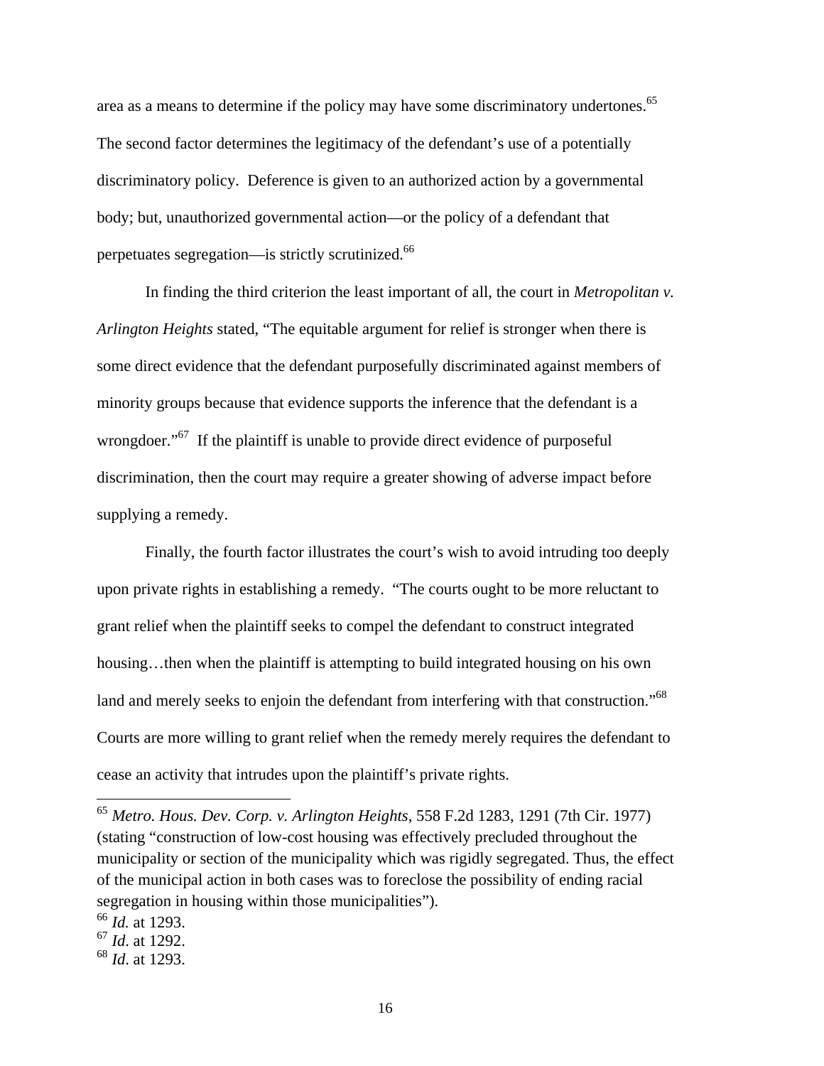area as a means to determine if the policy may have some discriminatory undertones.[65] The second factor determines the legitimacy of the defendant's use of a potentially discriminatory policy. Deference is given to an authorized action by a governmental body; but, unauthorized governmental action—or the policy of a defendant that perpetuates segregation—is strictly scrutinized.[66]

In finding the third criterion the least important of all, the court in *Metropolitan v. Arlington Heights* stated, "The equitable argument for relief is stronger when there is some direct evidence that the defendant purposefully discriminated against members of minority groups because that evidence supports the inference that the defendant is a wrongdoer."[67] If the plaintiff is unable to provide direct evidence of purposeful discrimination, then the court may require a greater showing of adverse impact before supplying a remedy.

Finally, the fourth factor illustrates the court's wish to avoid intruding too deeply upon private rights in establishing a remedy. "The courts ought to be more reluctant to grant relief when the plaintiff seeks to compel the defendant to construct integrated housing…then when the plaintiff is attempting to build integrated housing on his own land and merely seeks to enjoin the defendant from interfering with that construction."[68] Courts are more willing to grant relief when the remedy merely requires the defendant to cease an activity that intrudes upon the plaintiff's private rights.

---

[65] *Metro. Hous. Dev. Corp. v. Arlington Heights*, 558 F.2d 1283, 1291 (7th Cir. 1977) (stating "construction of low-cost housing was effectively precluded throughout the municipality or section of the municipality which was rigidly segregated. Thus, the effect of the municipal action in both cases was to foreclose the possibility of ending racial segregation in housing within those municipalities").

[66] *Id.* at 1293.

[67] *Id*. at 1292.

[68] *Id*. at 1293.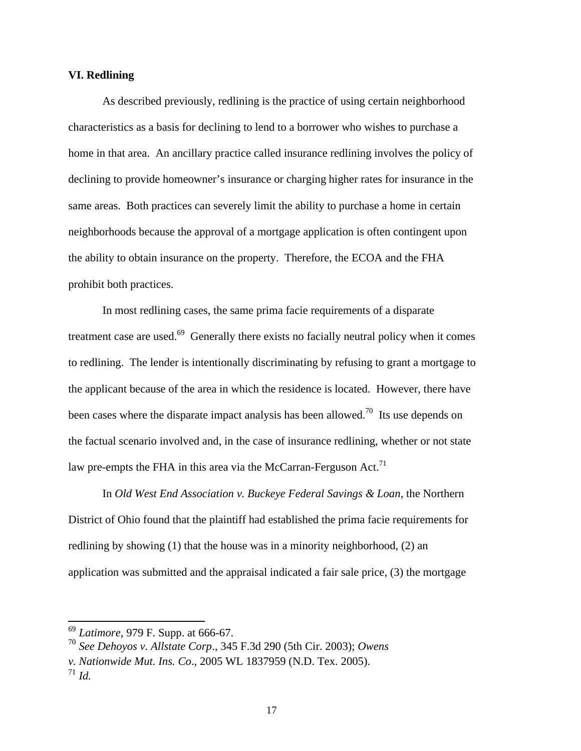### VI. Redlining

As described previously, redlining is the practice of using certain neighborhood characteristics as a basis for declining to lend to a borrower who wishes to purchase a home in that area. An ancillary practice called insurance redlining involves the policy of declining to provide homeowner's insurance or charging higher rates for insurance in the same areas. Both practices can severely limit the ability to purchase a home in certain neighborhoods because the approval of a mortgage application is often contingent upon the ability to obtain insurance on the property. Therefore, the ECOA and the FHA prohibit both practices.

In most redlining cases, the same prima facie requirements of a disparate treatment case are used.[69] Generally there exists no facially neutral policy when it comes to redlining. The lender is intentionally discriminating by refusing to grant a mortgage to the applicant because of the area in which the residence is located. However, there have been cases where the disparate impact analysis has been allowed.[70] Its use depends on the factual scenario involved and, in the case of insurance redlining, whether or not state law pre-empts the FHA in this area via the McCarran-Ferguson Act.[71]

In *Old West End Association v. Buckeye Federal Savings & Loan*, the Northern District of Ohio found that the plaintiff had established the prima facie requirements for redlining by showing (1) that the house was in a minority neighborhood, (2) an application was submitted and the appraisal indicated a fair sale price, (3) the mortgage

---

[69] *Latimore*, 979 F. Supp. at 666-67.

[70] *See Dehoyos v. Allstate Corp*., 345 F.3d 290 (5th Cir. 2003); *Owens v. Nationwide Mut. Ins. Co*., 2005 WL 1837959 (N.D. Tex. 2005).

[71] *Id.*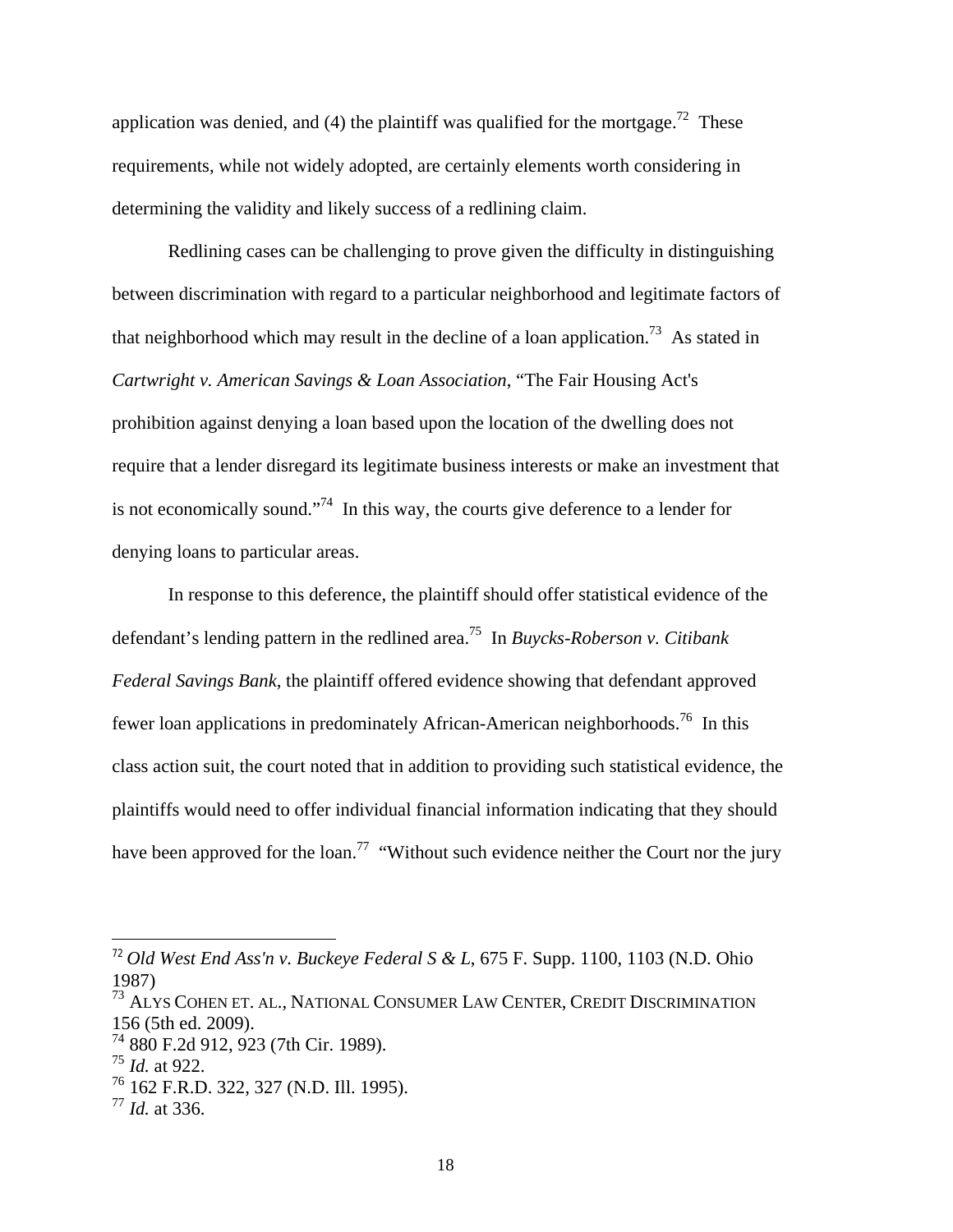application was denied, and (4) the plaintiff was qualified for the mortgage.[72] These requirements, while not widely adopted, are certainly elements worth considering in determining the validity and likely success of a redlining claim.

Redlining cases can be challenging to prove given the difficulty in distinguishing between discrimination with regard to a particular neighborhood and legitimate factors of that neighborhood which may result in the decline of a loan application.[73] As stated in *Cartwright v. American Savings & Loan Association*, "The Fair Housing Act's prohibition against denying a loan based upon the location of the dwelling does not require that a lender disregard its legitimate business interests or make an investment that is not economically sound."[74] In this way, the courts give deference to a lender for denying loans to particular areas.

In response to this deference, the plaintiff should offer statistical evidence of the defendant's lending pattern in the redlined area.[75] In *Buycks-Roberson v. Citibank Federal Savings Bank*, the plaintiff offered evidence showing that defendant approved fewer loan applications in predominately African-American neighborhoods.[76] In this class action suit, the court noted that in addition to providing such statistical evidence, the plaintiffs would need to offer individual financial information indicating that they should have been approved for the loan.[77] "Without such evidence neither the Court nor the jury

---

[72] *Old West End Ass'n v. Buckeye Federal S & L*, 675 F. Supp. 1100, 1103 (N.D. Ohio 1987)

[73] ALYS COHEN ET. AL., NATIONAL CONSUMER LAW CENTER, CREDIT DISCRIMINATION 156 (5th ed. 2009).

[74] 880 F.2d 912, 923 (7th Cir. 1989).

[75] *Id.* at 922.

[76] 162 F.R.D. 322, 327 (N.D. Ill. 1995).

[77] *Id.* at 336.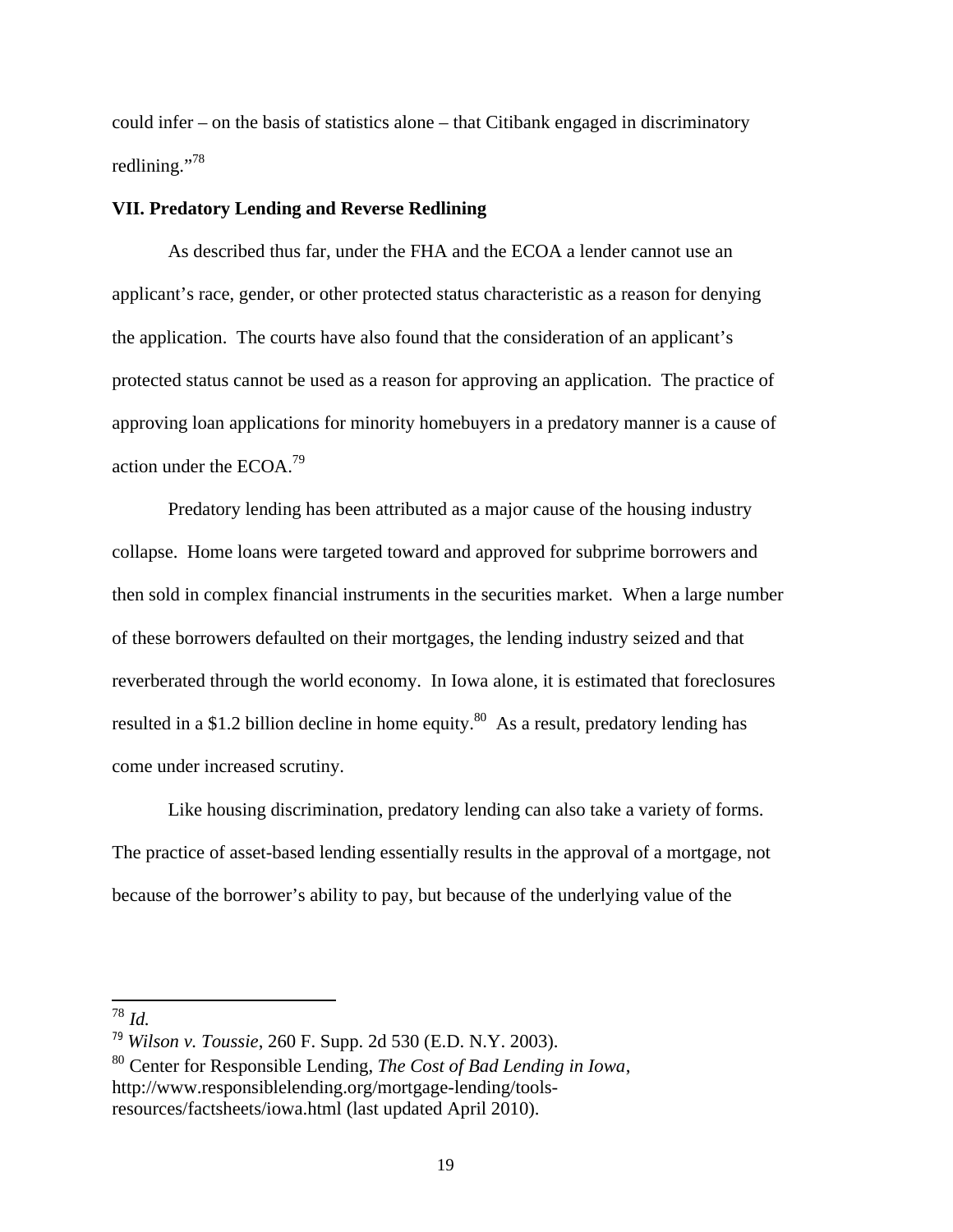could infer – on the basis of statistics alone – that Citibank engaged in discriminatory redlining."[78]

**VII. Predatory Lending and Reverse Redlining**

As described thus far, under the FHA and the ECOA a lender cannot use an applicant's race, gender, or other protected status characteristic as a reason for denying the application. The courts have also found that the consideration of an applicant's protected status cannot be used as a reason for approving an application. The practice of approving loan applications for minority homebuyers in a predatory manner is a cause of action under the ECOA.[79]

Predatory lending has been attributed as a major cause of the housing industry collapse. Home loans were targeted toward and approved for subprime borrowers and then sold in complex financial instruments in the securities market. When a large number of these borrowers defaulted on their mortgages, the lending industry seized and that reverberated through the world economy. In Iowa alone, it is estimated that foreclosures resulted in a $1.2 billion decline in home equity.[80] As a result, predatory lending has come under increased scrutiny.

Like housing discrimination, predatory lending can also take a variety of forms. The practice of asset-based lending essentially results in the approval of a mortgage, not because of the borrower's ability to pay, but because of the underlying value of the

---

[78] *Id.*

[79] *Wilson v. Toussie*, 260 F. Supp. 2d 530 (E.D. N.Y. 2003).

[80] Center for Responsible Lending, *The Cost of Bad Lending in Iowa*, http://www.responsiblelending.org/mortgage-lending/tools-resources/factsheets/iowa.html (last updated April 2010).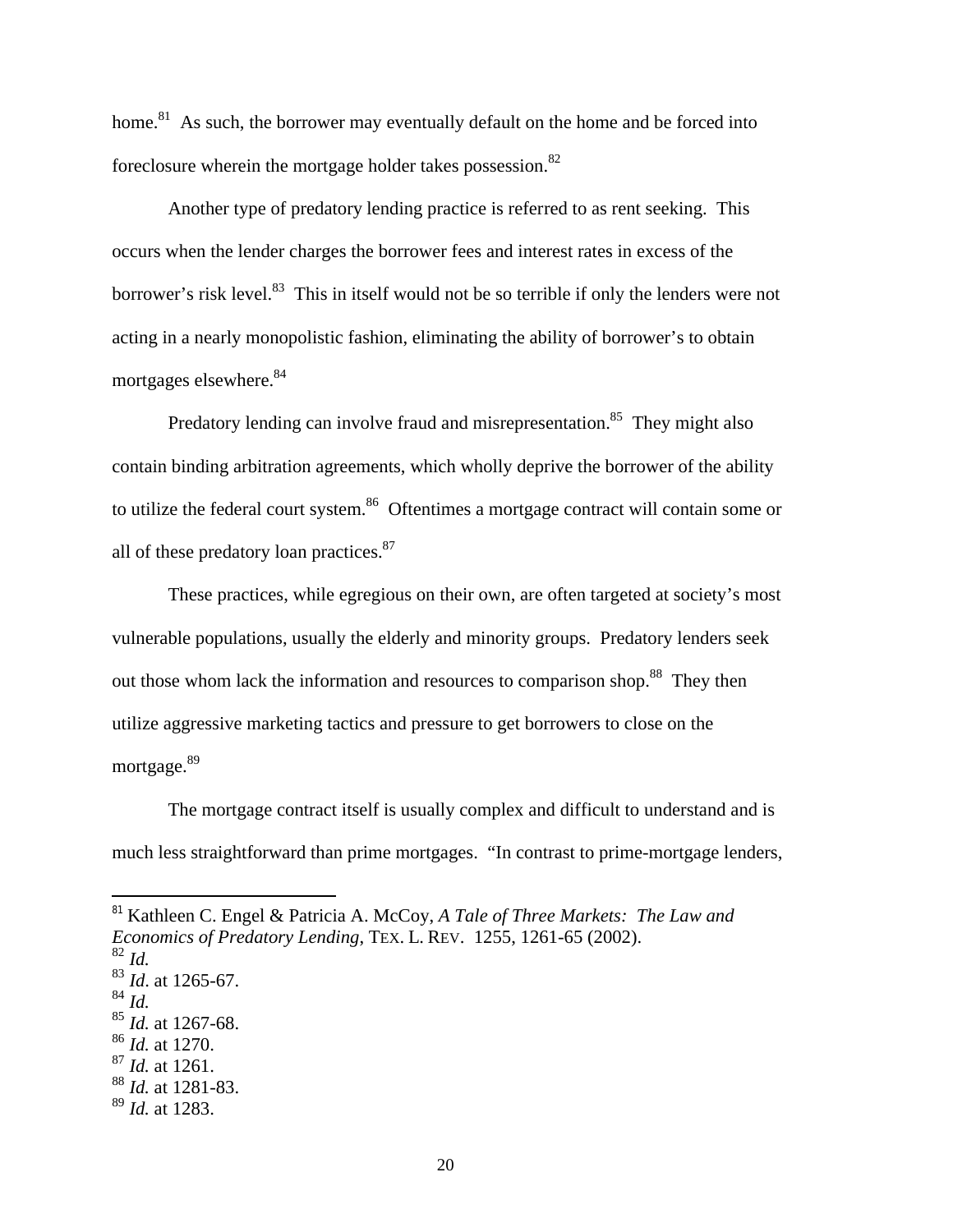home.[81] As such, the borrower may eventually default on the home and be forced into foreclosure wherein the mortgage holder takes possession.[82]

Another type of predatory lending practice is referred to as rent seeking. This occurs when the lender charges the borrower fees and interest rates in excess of the borrower's risk level.[83] This in itself would not be so terrible if only the lenders were not acting in a nearly monopolistic fashion, eliminating the ability of borrower's to obtain mortgages elsewhere.[84]

Predatory lending can involve fraud and misrepresentation.[85] They might also contain binding arbitration agreements, which wholly deprive the borrower of the ability to utilize the federal court system.[86] Oftentimes a mortgage contract will contain some or all of these predatory loan practices.[87]

These practices, while egregious on their own, are often targeted at society's most vulnerable populations, usually the elderly and minority groups. Predatory lenders seek out those whom lack the information and resources to comparison shop.[88] They then utilize aggressive marketing tactics and pressure to get borrowers to close on the mortgage.[89]

The mortgage contract itself is usually complex and difficult to understand and is much less straightforward than prime mortgages. "In contrast to prime-mortgage lenders,

---

[81] Kathleen C. Engel & Patricia A. McCoy, *A Tale of Three Markets: The Law and Economics of Predatory Lending*, TEX. L. REV. 1255, 1261-65 (2002).
[82] *Id.*
[83] *Id*. at 1265-67.
[84] *Id.*
[85] *Id.* at 1267-68.
[86] *Id.* at 1270.
[87] *Id.* at 1261.
[88] *Id.* at 1281-83.
[89] *Id.* at 1283.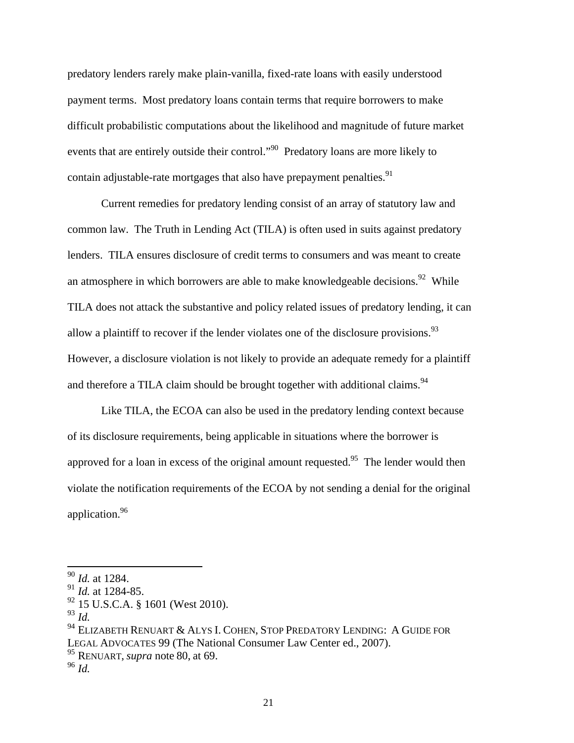predatory lenders rarely make plain-vanilla, fixed-rate loans with easily understood payment terms. Most predatory loans contain terms that require borrowers to make difficult probabilistic computations about the likelihood and magnitude of future market events that are entirely outside their control."[90] Predatory loans are more likely to contain adjustable-rate mortgages that also have prepayment penalties.[91]

Current remedies for predatory lending consist of an array of statutory law and common law. The Truth in Lending Act (TILA) is often used in suits against predatory lenders. TILA ensures disclosure of credit terms to consumers and was meant to create an atmosphere in which borrowers are able to make knowledgeable decisions.[92] While TILA does not attack the substantive and policy related issues of predatory lending, it can allow a plaintiff to recover if the lender violates one of the disclosure provisions.[93] However, a disclosure violation is not likely to provide an adequate remedy for a plaintiff and therefore a TILA claim should be brought together with additional claims.[94]

Like TILA, the ECOA can also be used in the predatory lending context because of its disclosure requirements, being applicable in situations where the borrower is approved for a loan in excess of the original amount requested.[95] The lender would then violate the notification requirements of the ECOA by not sending a denial for the original application.[96]

---

[90] *Id.* at 1284.
[91] *Id.* at 1284-85.
[92] 15 U.S.C.A. § 1601 (West 2010).
[93] *Id.*
[94] ELIZABETH RENUART & ALYS I. COHEN, STOP PREDATORY LENDING: A GUIDE FOR LEGAL ADVOCATES 99 (The National Consumer Law Center ed., 2007).
[95] RENUART, *supra* note 80, at 69.
[96] *Id.*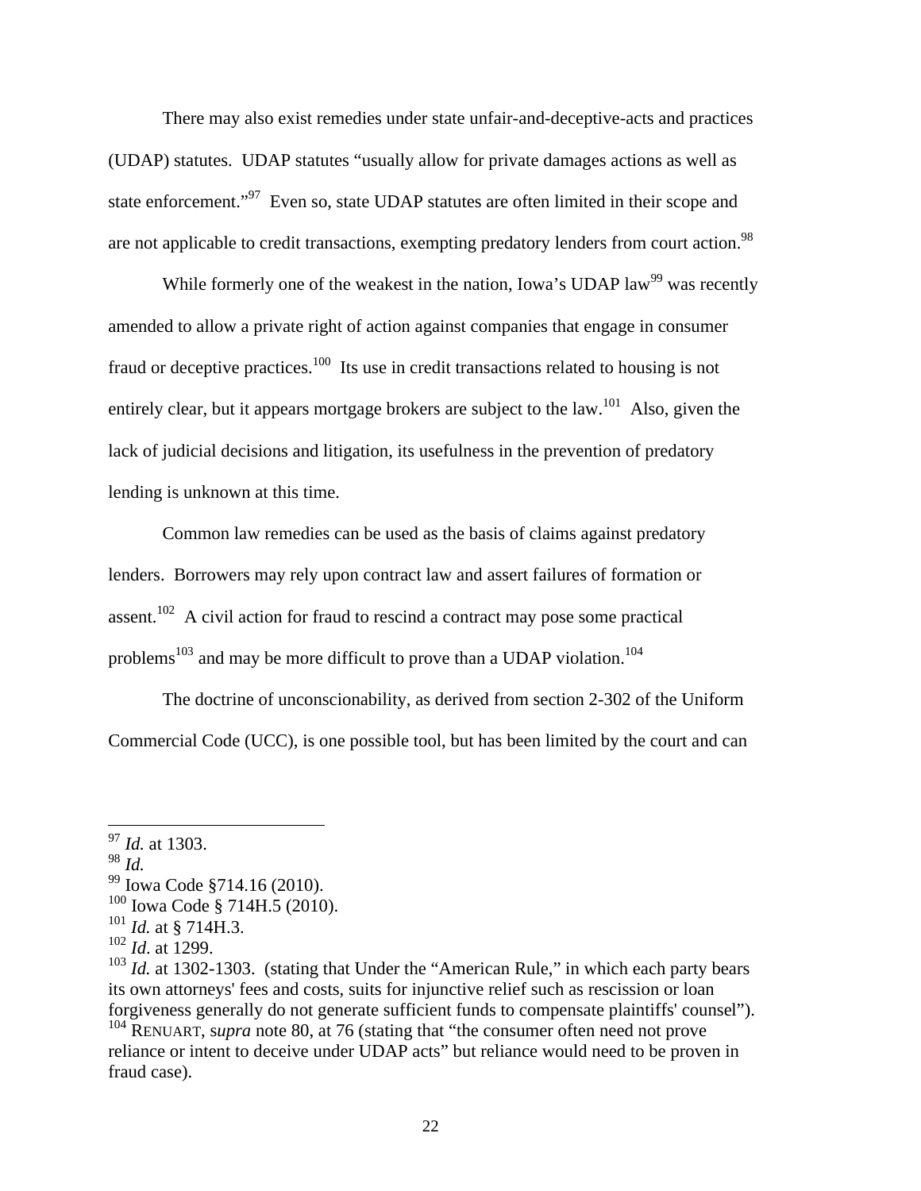There may also exist remedies under state unfair-and-deceptive-acts and practices (UDAP) statutes. UDAP statutes "usually allow for private damages actions as well as state enforcement."[97] Even so, state UDAP statutes are often limited in their scope and are not applicable to credit transactions, exempting predatory lenders from court action.[98]

While formerly one of the weakest in the nation, Iowa's UDAP law[99] was recently amended to allow a private right of action against companies that engage in consumer fraud or deceptive practices.[100] Its use in credit transactions related to housing is not entirely clear, but it appears mortgage brokers are subject to the law.[101] Also, given the lack of judicial decisions and litigation, its usefulness in the prevention of predatory lending is unknown at this time.

Common law remedies can be used as the basis of claims against predatory lenders. Borrowers may rely upon contract law and assert failures of formation or assent.[102] A civil action for fraud to rescind a contract may pose some practical problems[103] and may be more difficult to prove than a UDAP violation.[104]

The doctrine of unconscionability, as derived from section 2-302 of the Uniform Commercial Code (UCC), is one possible tool, but has been limited by the court and can

---

[97] *Id.* at 1303.
[98] *Id.*
[99] Iowa Code §714.16 (2010).
[100] Iowa Code § 714H.5 (2010).
[101] *Id.* at § 714H.3.
[102] *Id*. at 1299.
[103] *Id.* at 1302-1303. (stating that Under the "American Rule," in which each party bears its own attorneys' fees and costs, suits for injunctive relief such as rescission or loan forgiveness generally do not generate sufficient funds to compensate plaintiffs' counsel").
[104] RENUART, s*upra* note 80, at 76 (stating that "the consumer often need not prove reliance or intent to deceive under UDAP acts" but reliance would need to be proven in fraud case).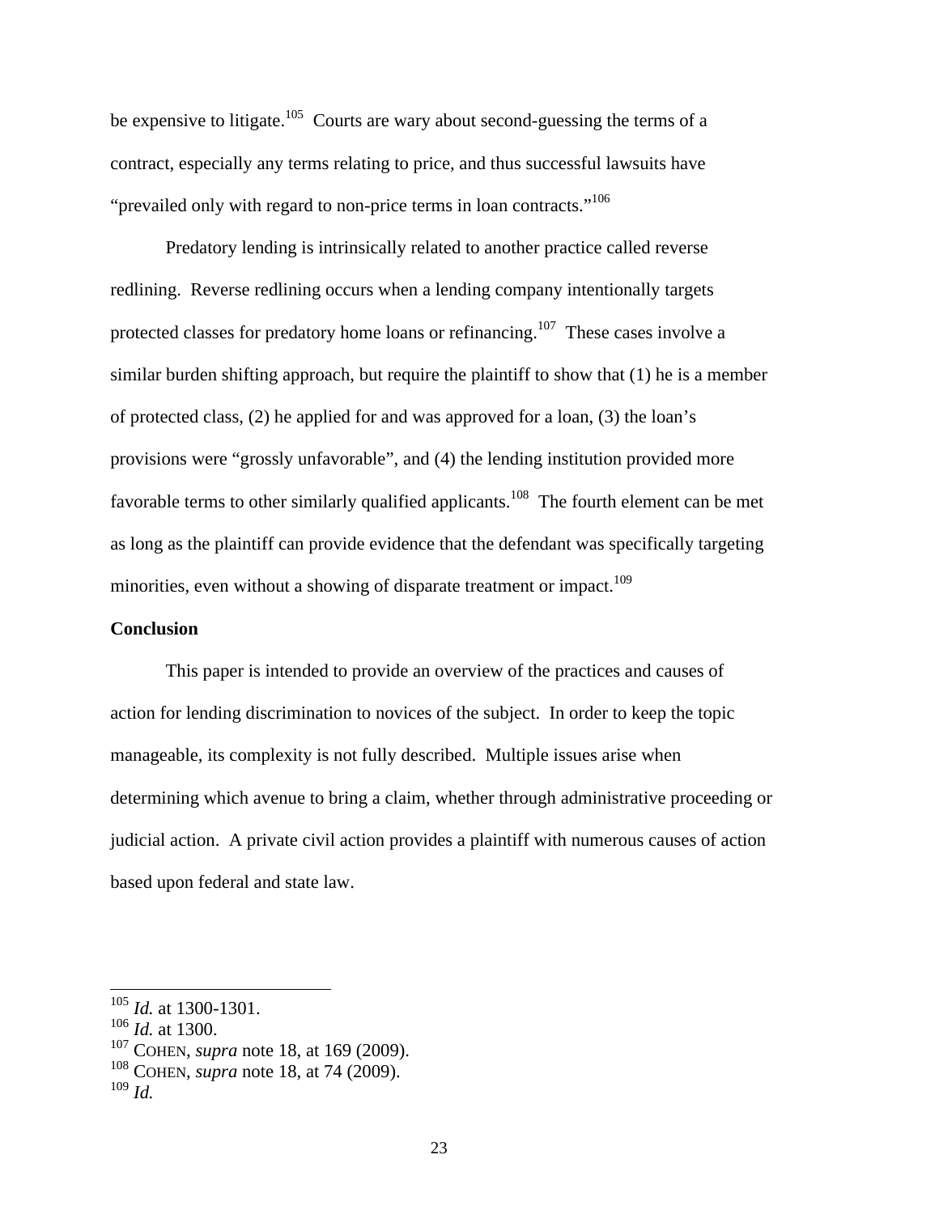be expensive to litigate.[105] Courts are wary about second-guessing the terms of a contract, especially any terms relating to price, and thus successful lawsuits have "prevailed only with regard to non-price terms in loan contracts."[106]

Predatory lending is intrinsically related to another practice called reverse redlining. Reverse redlining occurs when a lending company intentionally targets protected classes for predatory home loans or refinancing.[107] These cases involve a similar burden shifting approach, but require the plaintiff to show that (1) he is a member of protected class, (2) he applied for and was approved for a loan, (3) the loan's provisions were "grossly unfavorable", and (4) the lending institution provided more favorable terms to other similarly qualified applicants.[108] The fourth element can be met as long as the plaintiff can provide evidence that the defendant was specifically targeting minorities, even without a showing of disparate treatment or impact.[109]

**Conclusion**

This paper is intended to provide an overview of the practices and causes of action for lending discrimination to novices of the subject. In order to keep the topic manageable, its complexity is not fully described. Multiple issues arise when determining which avenue to bring a claim, whether through administrative proceeding or judicial action. A private civil action provides a plaintiff with numerous causes of action based upon federal and state law.

---

[105] *Id.* at 1300-1301.
[106] *Id.* at 1300.
[107] COHEN, *supra* note 18, at 169 (2009).
[108] COHEN, *supra* note 18, at 74 (2009).
[109] *Id.*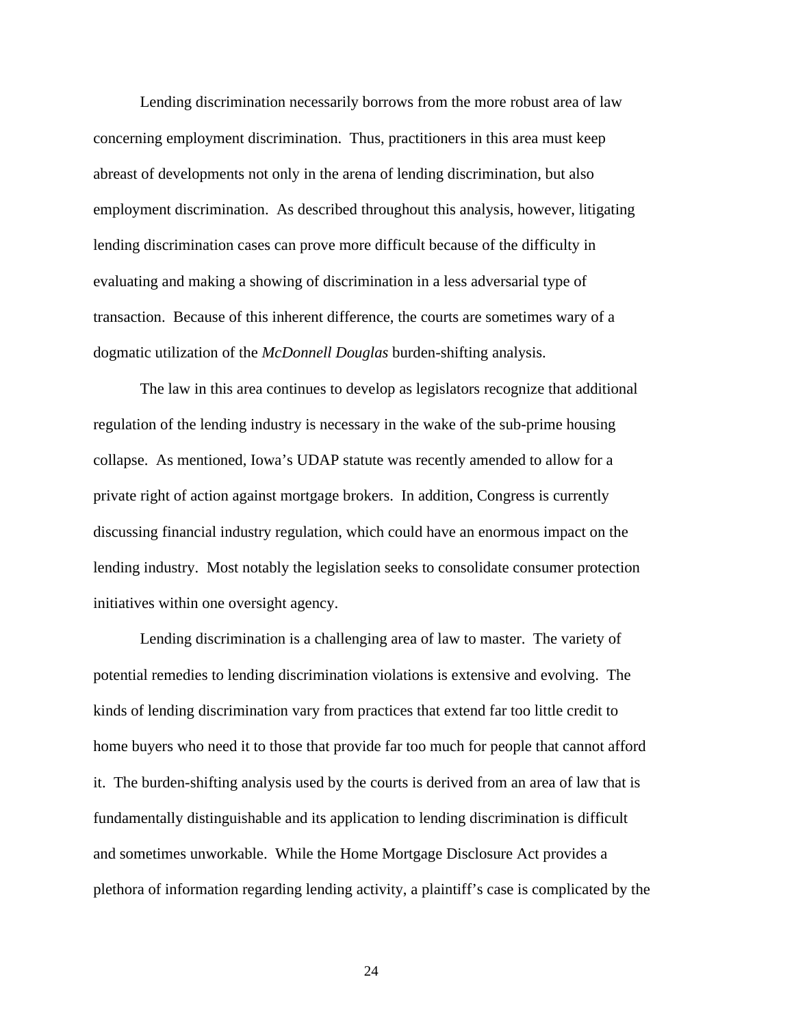Lending discrimination necessarily borrows from the more robust area of law concerning employment discrimination. Thus, practitioners in this area must keep abreast of developments not only in the arena of lending discrimination, but also employment discrimination. As described throughout this analysis, however, litigating lending discrimination cases can prove more difficult because of the difficulty in evaluating and making a showing of discrimination in a less adversarial type of transaction. Because of this inherent difference, the courts are sometimes wary of a dogmatic utilization of the *McDonnell Douglas* burden-shifting analysis.

The law in this area continues to develop as legislators recognize that additional regulation of the lending industry is necessary in the wake of the sub-prime housing collapse. As mentioned, Iowa's UDAP statute was recently amended to allow for a private right of action against mortgage brokers. In addition, Congress is currently discussing financial industry regulation, which could have an enormous impact on the lending industry. Most notably the legislation seeks to consolidate consumer protection initiatives within one oversight agency.

Lending discrimination is a challenging area of law to master. The variety of potential remedies to lending discrimination violations is extensive and evolving. The kinds of lending discrimination vary from practices that extend far too little credit to home buyers who need it to those that provide far too much for people that cannot afford it. The burden-shifting analysis used by the courts is derived from an area of law that is fundamentally distinguishable and its application to lending discrimination is difficult and sometimes unworkable. While the Home Mortgage Disclosure Act provides a plethora of information regarding lending activity, a plaintiff's case is complicated by the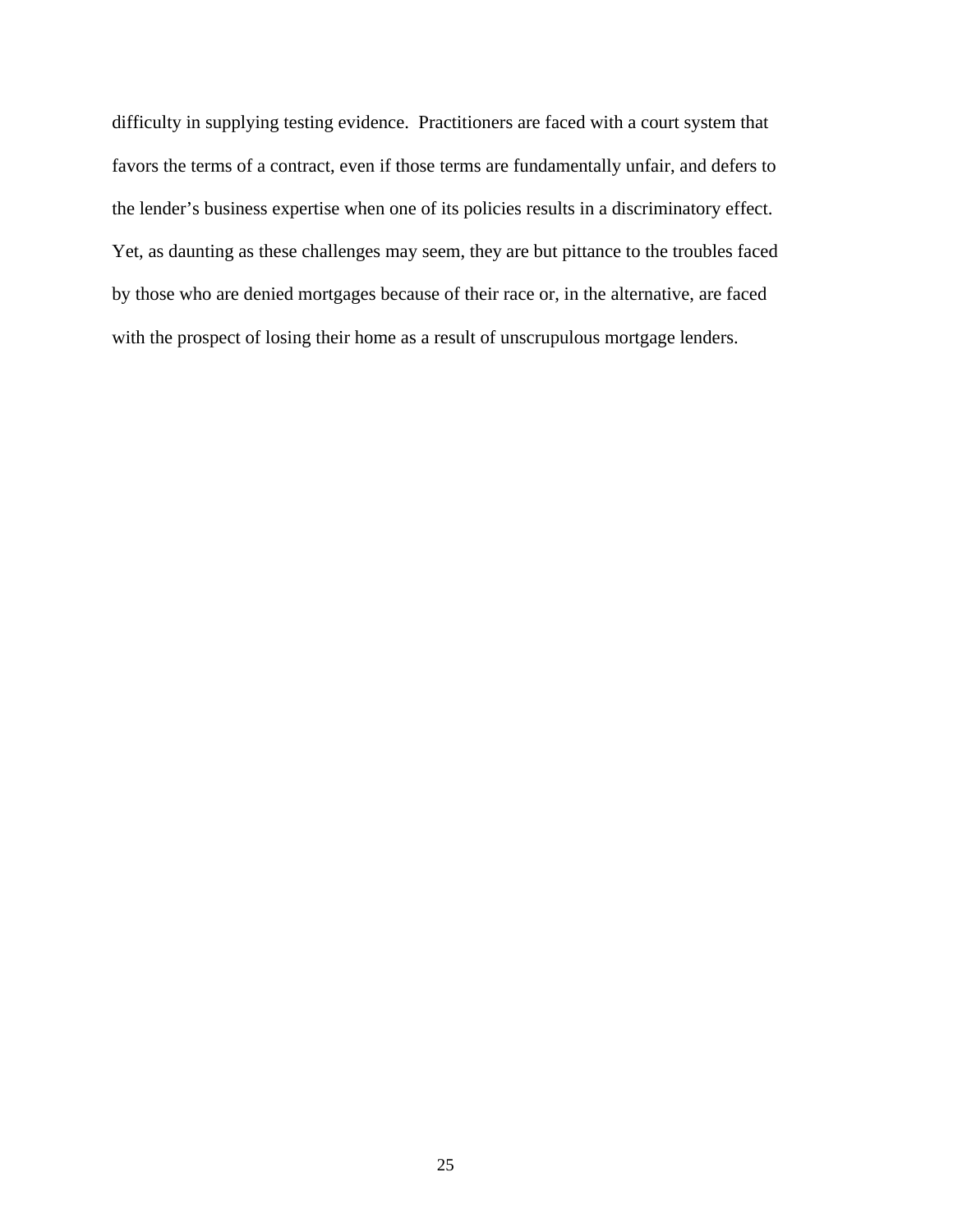difficulty in supplying testing evidence. Practitioners are faced with a court system that favors the terms of a contract, even if those terms are fundamentally unfair, and defers to the lender's business expertise when one of its policies results in a discriminatory effect. Yet, as daunting as these challenges may seem, they are but pittance to the troubles faced by those who are denied mortgages because of their race or, in the alternative, are faced with the prospect of losing their home as a result of unscrupulous mortgage lenders.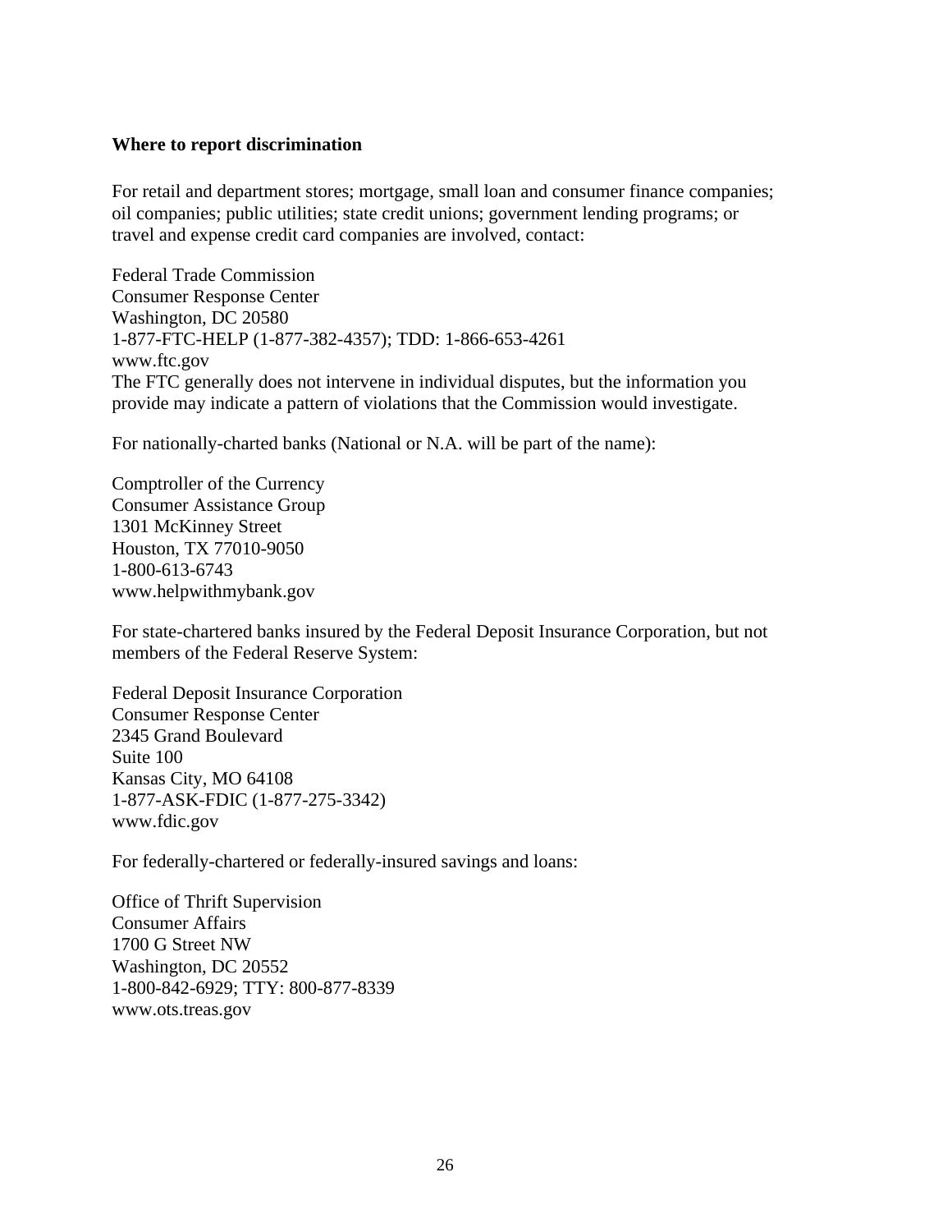**Where to report discrimination**

For retail and department stores; mortgage, small loan and consumer finance companies; oil companies; public utilities; state credit unions; government lending programs; or travel and expense credit card companies are involved, contact:

Federal Trade Commission
Consumer Response Center
Washington, DC 20580
1-877-FTC-HELP (1-877-382-4357); TDD: 1-866-653-4261
www.ftc.gov
The FTC generally does not intervene in individual disputes, but the information you provide may indicate a pattern of violations that the Commission would investigate.

For nationally-charted banks (National or N.A. will be part of the name):

Comptroller of the Currency
Consumer Assistance Group
1301 McKinney Street
Houston, TX 77010-9050
1-800-613-6743
www.helpwithmybank.gov

For state-chartered banks insured by the Federal Deposit Insurance Corporation, but not members of the Federal Reserve System:

Federal Deposit Insurance Corporation
Consumer Response Center
2345 Grand Boulevard
Suite 100
Kansas City, MO 64108
1-877-ASK-FDIC (1-877-275-3342)
www.fdic.gov

For federally-chartered or federally-insured savings and loans:

Office of Thrift Supervision
Consumer Affairs
1700 G Street NW
Washington, DC 20552
1-800-842-6929; TTY: 800-877-8339
www.ots.treas.gov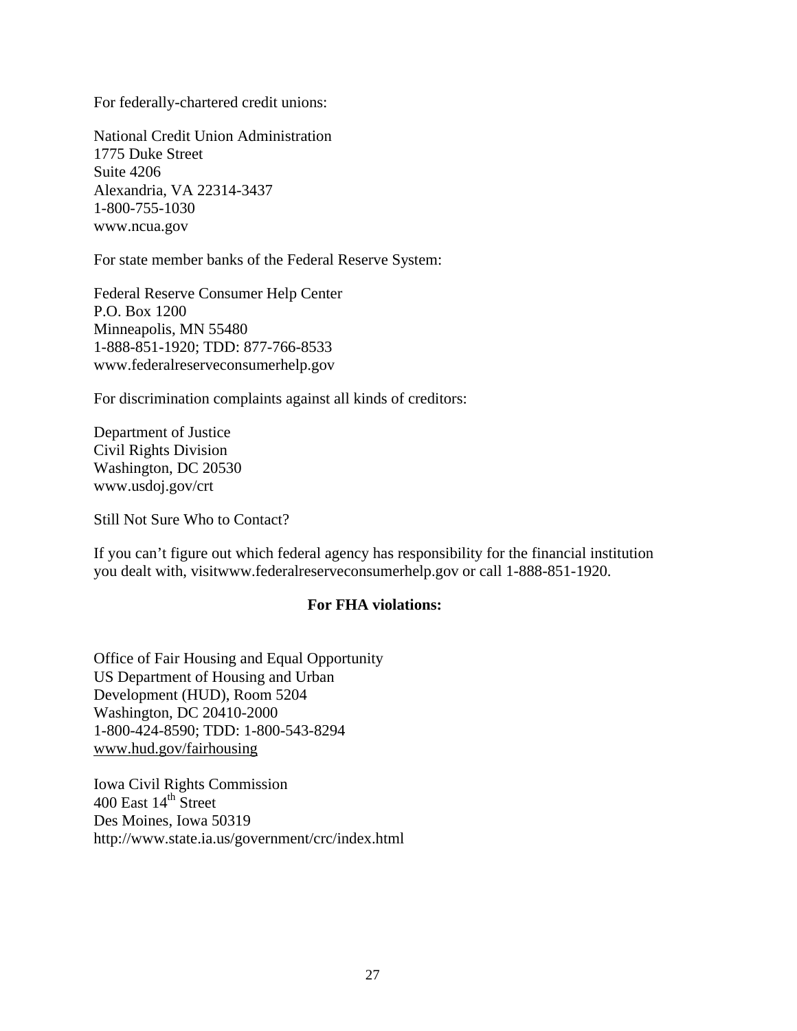For federally-chartered credit unions:

National Credit Union Administration  
1775 Duke Street  
Suite 4206  
Alexandria, VA 22314-3437  
1-800-755-1030  
www.ncua.gov

For state member banks of the Federal Reserve System:

Federal Reserve Consumer Help Center  
P.O. Box 1200  
Minneapolis, MN 55480  
1-888-851-1920; TDD: 877-766-8533  
www.federalreserveconsumerhelp.gov

For discrimination complaints against all kinds of creditors:

Department of Justice  
Civil Rights Division  
Washington, DC 20530  
www.usdoj.gov/crt

Still Not Sure Who to Contact?

If you can't figure out which federal agency has responsibility for the financial institution you dealt with, visitwww.federalreserveconsumerhelp.gov or call 1-888-851-1920.

**For FHA violations:**

Office of Fair Housing and Equal Opportunity  
US Department of Housing and Urban Development (HUD), Room 5204  
Washington, DC 20410-2000  
1-800-424-8590; TDD: 1-800-543-8294  
www.hud.gov/fairhousing

Iowa Civil Rights Commission  
400 East 14th Street  
Des Moines, Iowa 50319  
http://www.state.ia.us/government/crc/index.html